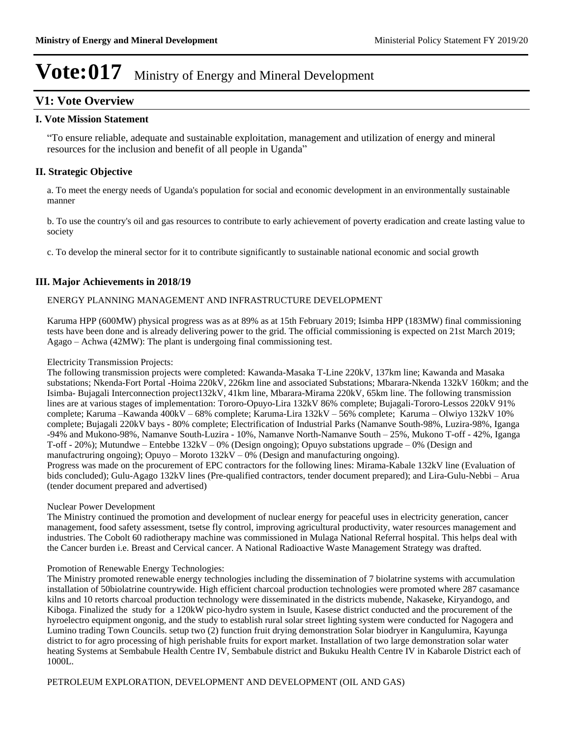# Vote:017 Ministry of Energy and Mineral Development

## V1: Vote Overview

### I. Vote Mission Statement

"To ensure reliable, adequate and sustainable exploitation, management and utilization of energy and mineral resources for the inclusion and benefit of all people in Uganda"

### II. Strategic Objective

a. To meet the energy needs of Uganda's population for social and economic development in an environmentally sustainable manner

b. To use the country's oil and gas resources to contribute to early achievement of poverty eradication and create lasting value to society

c. To develop the mineral sector for it to contribute significantly to sustainable national economic and social growth

### III. Major Achievements in 2018/19

ENERGY PLANNING MANAGEMENT AND INFRASTRUCTURE DEVELOPMENT

Karuma HPP (600MW) physical progress was as at 89% as at 15th February 2019; Isimba HPP (183MW) final commissioning tests have been done and is already delivering power to the grid. The official commissioning is expected on 21st March 2019; Agago – Achwa (42MW): The plant is undergoing final commissioning test.

Electricity Transmission Projects:
The following transmission projects were completed: Kawanda-Masaka T-Line 220kV, 137km line; Kawanda and Masaka substations; Nkenda-Fort Portal -Hoima 220kV, 226km line and associated Substations; Mbarara-Nkenda 132kV 160km; and the Isimba- Bujagali Interconnection project132kV, 41km line, Mbarara-Mirama 220kV, 65km line. The following transmission lines are at various stages of implementation: Tororo-Opuyo-Lira 132kV 86% complete; Bujagali-Tororo-Lessos 220kV 91% complete; Karuma –Kawanda 400kV – 68% complete; Karuma-Lira 132kV – 56% complete; Karuma – Olwiyo 132kV 10% complete; Bujagali 220kV bays - 80% complete; Electrification of Industrial Parks (Namanve South-98%, Luzira-98%, Iganga -94% and Mukono-98%, Namanve South-Luzira - 10%, Namanve North-Namanve South – 25%, Mukono T-off - 42%, Iganga T-off - 20%); Mutundwe – Entebbe 132kV – 0% (Design ongoing); Opuyo substations upgrade – 0% (Design and manufactruring ongoing); Opuyo – Moroto 132kV – 0% (Design and manufacturing ongoing).
Progress was made on the procurement of EPC contractors for the following lines: Mirama-Kabale 132kV line (Evaluation of bids concluded); Gulu-Agago 132kV lines (Pre-qualified contractors, tender document prepared); and Lira-Gulu-Nebbi – Arua (tender document prepared and advertised)

Nuclear Power Development
The Ministry continued the promotion and development of nuclear energy for peaceful uses in electricity generation, cancer management, food safety assessment, tsetse fly control, improving agricultural productivity, water resources management and industries. The Cobolt 60 radiotherapy machine was commissioned in Mulaga National Referral hospital. This helps deal with the Cancer burden i.e. Breast and Cervical cancer. A National Radioactive Waste Management Strategy was drafted.

Promotion of Renewable Energy Technologies:
The Ministry promoted renewable energy technologies including the dissemination of 7 biolatrine systems with accumulation installation of 50biolatrine countrywide. High efficient charcoal production technologies were promoted where 287 casamance kilns and 10 retorts charcoal production technology were disseminated in the districts mubende, Nakaseke, Kiryandogo, and Kiboga. Finalized the study for a 120kW pico-hydro system in Isuule, Kasese district conducted and the procurement of the hyroelectro equipment ongonig, and the study to establish rural solar street lighting system were conducted for Nagogera and Lumino trading Town Councils. setup two (2) function fruit drying demonstration Solar biodryer in Kangulumira, Kayunga district to for agro processing of high perishable fruits for export market. Installation of two large demonstration solar water heating Systems at Sembabule Health Centre IV, Sembabule district and Bukuku Health Centre IV in Kabarole District each of 1000L.

PETROLEUM EXPLORATION, DEVELOPMENT AND DEVELOPMENT (OIL AND GAS)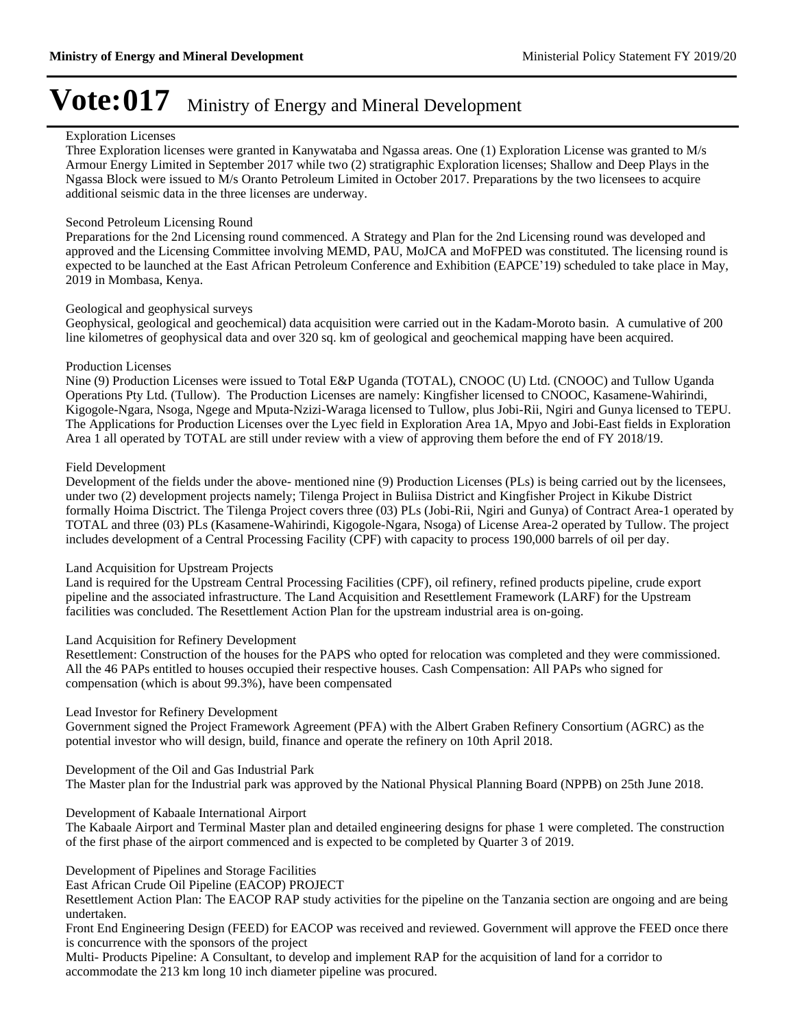# Vote:017 Ministry of Energy and Mineral Development

Exploration Licenses

Three Exploration licenses were granted in Kanywataba and Ngassa areas. One (1) Exploration License was granted to M/s Armour Energy Limited in September 2017 while two (2) stratigraphic Exploration licenses; Shallow and Deep Plays in the Ngassa Block were issued to M/s Oranto Petroleum Limited in October 2017. Preparations by the two licensees to acquire additional seismic data in the three licenses are underway.

Second Petroleum Licensing Round

Preparations for the 2nd Licensing round commenced. A Strategy and Plan for the 2nd Licensing round was developed and approved and the Licensing Committee involving MEMD, PAU, MoJCA and MoFPED was constituted. The licensing round is expected to be launched at the East African Petroleum Conference and Exhibition (EAPCE'19) scheduled to take place in May, 2019 in Mombasa, Kenya.

Geological and geophysical surveys

Geophysical, geological and geochemical) data acquisition were carried out in the Kadam-Moroto basin. A cumulative of 200 line kilometres of geophysical data and over 320 sq. km of geological and geochemical mapping have been acquired.

Production Licenses

Nine (9) Production Licenses were issued to Total E&P Uganda (TOTAL), CNOOC (U) Ltd. (CNOOC) and Tullow Uganda Operations Pty Ltd. (Tullow). The Production Licenses are namely: Kingfisher licensed to CNOOC, Kasamene-Wahirindi, Kigogole-Ngara, Nsoga, Ngege and Mputa-Nzizi-Waraga licensed to Tullow, plus Jobi-Rii, Ngiri and Gunya licensed to TEPU. The Applications for Production Licenses over the Lyec field in Exploration Area 1A, Mpyo and Jobi-East fields in Exploration Area 1 all operated by TOTAL are still under review with a view of approving them before the end of FY 2018/19.

Field Development

Development of the fields under the above- mentioned nine (9) Production Licenses (PLs) is being carried out by the licensees, under two (2) development projects namely; Tilenga Project in Buliisa District and Kingfisher Project in Kikube District formally Hoima Disctrict. The Tilenga Project covers three (03) PLs (Jobi-Rii, Ngiri and Gunya) of Contract Area-1 operated by TOTAL and three (03) PLs (Kasamene-Wahirindi, Kigogole-Ngara, Nsoga) of License Area-2 operated by Tullow. The project includes development of a Central Processing Facility (CPF) with capacity to process 190,000 barrels of oil per day.

Land Acquisition for Upstream Projects

Land is required for the Upstream Central Processing Facilities (CPF), oil refinery, refined products pipeline, crude export pipeline and the associated infrastructure. The Land Acquisition and Resettlement Framework (LARF) for the Upstream facilities was concluded. The Resettlement Action Plan for the upstream industrial area is on-going.

Land Acquisition for Refinery Development

Resettlement: Construction of the houses for the PAPS who opted for relocation was completed and they were commissioned. All the 46 PAPs entitled to houses occupied their respective houses. Cash Compensation: All PAPs who signed for compensation (which is about 99.3%), have been compensated

Lead Investor for Refinery Development

Government signed the Project Framework Agreement (PFA) with the Albert Graben Refinery Consortium (AGRC) as the potential investor who will design, build, finance and operate the refinery on 10th April 2018.

Development of the Oil and Gas Industrial Park

The Master plan for the Industrial park was approved by the National Physical Planning Board (NPPB) on 25th June 2018.

Development of Kabaale International Airport

The Kabaale Airport and Terminal Master plan and detailed engineering designs for phase 1 were completed. The construction of the first phase of the airport commenced and is expected to be completed by Quarter 3 of 2019.

Development of Pipelines and Storage Facilities

East African Crude Oil Pipeline (EACOP) PROJECT

Resettlement Action Plan: The EACOP RAP study activities for the pipeline on the Tanzania section are ongoing and are being undertaken.

Front End Engineering Design (FEED) for EACOP was received and reviewed. Government will approve the FEED once there is concurrence with the sponsors of the project

Multi- Products Pipeline: A Consultant, to develop and implement RAP for the acquisition of land for a corridor to accommodate the 213 km long 10 inch diameter pipeline was procured.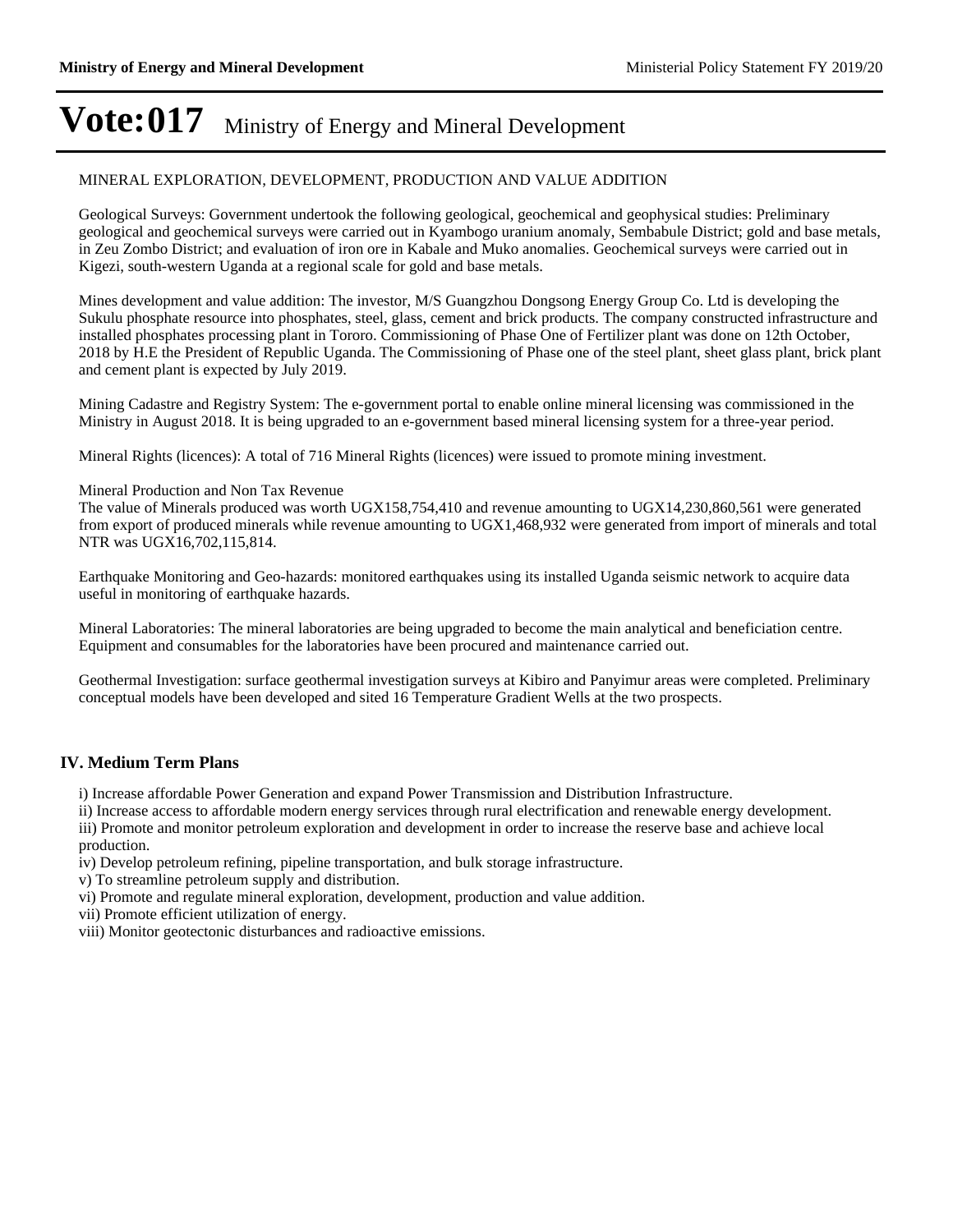# Vote:017 Ministry of Energy and Mineral Development

MINERAL EXPLORATION, DEVELOPMENT, PRODUCTION AND VALUE ADDITION

Geological Surveys: Government undertook the following geological, geochemical and geophysical studies: Preliminary geological and geochemical surveys were carried out in Kyambogo uranium anomaly, Sembabule District; gold and base metals, in Zeu Zombo District; and evaluation of iron ore in Kabale and Muko anomalies. Geochemical surveys were carried out in Kigezi, south-western Uganda at a regional scale for gold and base metals.

Mines development and value addition: The investor, M/S Guangzhou Dongsong Energy Group Co. Ltd is developing the Sukulu phosphate resource into phosphates, steel, glass, cement and brick products. The company constructed infrastructure and installed phosphates processing plant in Tororo. Commissioning of Phase One of Fertilizer plant was done on 12th October, 2018 by H.E the President of Republic Uganda. The Commissioning of Phase one of the steel plant, sheet glass plant, brick plant and cement plant is expected by July 2019.

Mining Cadastre and Registry System: The e-government portal to enable online mineral licensing was commissioned in the Ministry in August 2018. It is being upgraded to an e-government based mineral licensing system for a three-year period.

Mineral Rights (licences): A total of 716 Mineral Rights (licences) were issued to promote mining investment.

Mineral Production and Non Tax Revenue
The value of Minerals produced was worth UGX158,754,410 and revenue amounting to UGX14,230,860,561 were generated from export of produced minerals while revenue amounting to UGX1,468,932 were generated from import of minerals and total NTR was UGX16,702,115,814.

Earthquake Monitoring and Geo-hazards: monitored earthquakes using its installed Uganda seismic network to acquire data useful in monitoring of earthquake hazards.

Mineral Laboratories: The mineral laboratories are being upgraded to become the main analytical and beneficiation centre. Equipment and consumables for the laboratories have been procured and maintenance carried out.

Geothermal Investigation: surface geothermal investigation surveys at Kibiro and Panyimur areas were completed. Preliminary conceptual models have been developed and sited 16 Temperature Gradient Wells at the two prospects.

## IV. Medium Term Plans

i) Increase affordable Power Generation and expand Power Transmission and Distribution Infrastructure.
ii) Increase access to affordable modern energy services through rural electrification and renewable energy development.
iii) Promote and monitor petroleum exploration and development in order to increase the reserve base and achieve local production.
iv) Develop petroleum refining, pipeline transportation, and bulk storage infrastructure.
v) To streamline petroleum supply and distribution.
vi) Promote and regulate mineral exploration, development, production and value addition.
vii) Promote efficient utilization of energy.
viii) Monitor geotectonic disturbances and radioactive emissions.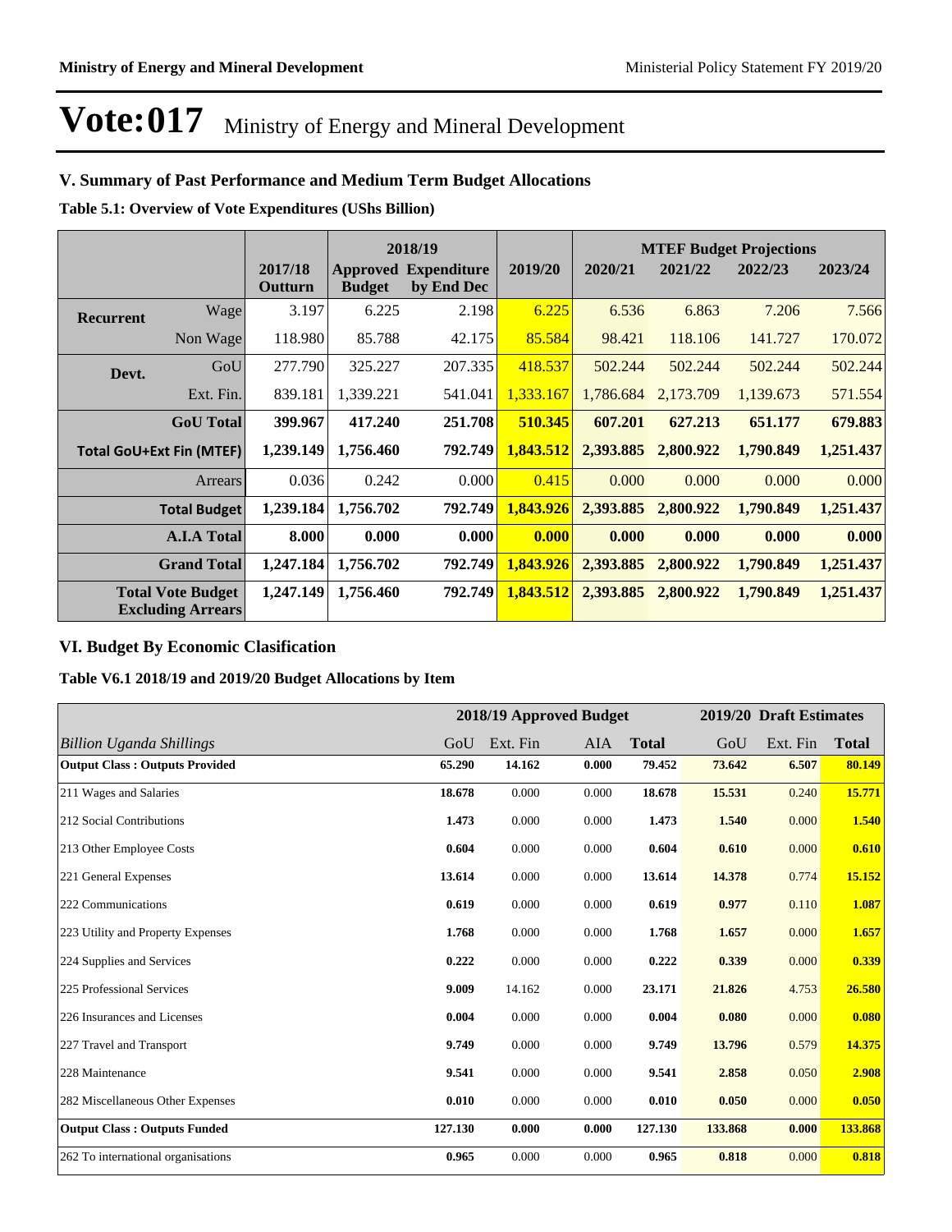# Vote:017 Ministry of Energy and Mineral Development

## V. Summary of Past Performance and Medium Term Budget Allocations

**Table 5.1: Overview of Vote Expenditures (UShs Billion)**

| | | | 2018/19 | | | MTEF Budget Projections | | | |
|---|---|---|---|---|---|---|---|---|---|
| | | 2017/18 Outturn | Approved Budget | Expenditure by End Dec | 2019/20 | 2020/21 | 2021/22 | 2022/23 | 2023/24 |
| **Recurrent** | Wage | 3.197 | 6.225 | 2.198 | 6.225 | 6.536 | 6.863 | 7.206 | 7.566 |
| | Non Wage | 118.980 | 85.788 | 42.175 | 85.584 | 98.421 | 118.106 | 141.727 | 170.072 |
| **Devt.** | GoU | 277.790 | 325.227 | 207.335 | 418.537 | 502.244 | 502.244 | 502.244 | 502.244 |
| | Ext. Fin. | 839.181 | 1,339.221 | 541.041 | 1,333.167 | 1,786.684 | 2,173.709 | 1,139.673 | 571.554 |
| | **GoU Total** | **399.967** | **417.240** | **251.708** | **510.345** | **607.201** | **627.213** | **651.177** | **679.883** |
| **Total GoU+Ext Fin (MTEF)** | | **1,239.149** | **1,756.460** | **792.749** | **1,843.512** | **2,393.885** | **2,800.922** | **1,790.849** | **1,251.437** |
| | Arrears | 0.036 | 0.242 | 0.000 | 0.415 | 0.000 | 0.000 | 0.000 | 0.000 |
| | **Total Budget** | **1,239.184** | **1,756.702** | **792.749** | **1,843.926** | **2,393.885** | **2,800.922** | **1,790.849** | **1,251.437** |
| | **A.I.A Total** | **8.000** | **0.000** | **0.000** | **0.000** | **0.000** | **0.000** | **0.000** | **0.000** |
| | **Grand Total** | **1,247.184** | **1,756.702** | **792.749** | **1,843.926** | **2,393.885** | **2,800.922** | **1,790.849** | **1,251.437** |
| **Total Vote Budget Excluding Arrears** | | **1,247.149** | **1,756.460** | **792.749** | **1,843.512** | **2,393.885** | **2,800.922** | **1,790.849** | **1,251.437** |

## VI. Budget By Economic Clasification

**Table V6.1 2018/19 and 2019/20 Budget Allocations by Item**

| | 2018/19 Approved Budget | | | | 2019/20 Draft Estimates | | |
|---|---|---|---|---|---|---|---|
| *Billion Uganda Shillings* | GoU | Ext. Fin | AIA | **Total** | GoU | Ext. Fin | **Total** |
| **Output Class : Outputs Provided** | **65.290** | **14.162** | **0.000** | **79.452** | **73.642** | **6.507** | **80.149** |
| 211 Wages and Salaries | **18.678** | 0.000 | 0.000 | **18.678** | **15.531** | 0.240 | **15.771** |
| 212 Social Contributions | **1.473** | 0.000 | 0.000 | **1.473** | **1.540** | 0.000 | **1.540** |
| 213 Other Employee Costs | **0.604** | 0.000 | 0.000 | **0.604** | **0.610** | 0.000 | **0.610** |
| 221 General Expenses | **13.614** | 0.000 | 0.000 | **13.614** | **14.378** | 0.774 | **15.152** |
| 222 Communications | **0.619** | 0.000 | 0.000 | **0.619** | **0.977** | 0.110 | **1.087** |
| 223 Utility and Property Expenses | **1.768** | 0.000 | 0.000 | **1.768** | **1.657** | 0.000 | **1.657** |
| 224 Supplies and Services | **0.222** | 0.000 | 0.000 | **0.222** | **0.339** | 0.000 | **0.339** |
| 225 Professional Services | **9.009** | 14.162 | 0.000 | **23.171** | **21.826** | 4.753 | **26.580** |
| 226 Insurances and Licenses | **0.004** | 0.000 | 0.000 | **0.004** | **0.080** | 0.000 | **0.080** |
| 227 Travel and Transport | **9.749** | 0.000 | 0.000 | **9.749** | **13.796** | 0.579 | **14.375** |
| 228 Maintenance | **9.541** | 0.000 | 0.000 | **9.541** | **2.858** | 0.050 | **2.908** |
| 282 Miscellaneous Other Expenses | **0.010** | 0.000 | 0.000 | **0.010** | **0.050** | 0.000 | **0.050** |
| **Output Class : Outputs Funded** | **127.130** | **0.000** | **0.000** | **127.130** | **133.868** | **0.000** | **133.868** |
| 262 To international organisations | **0.965** | 0.000 | 0.000 | **0.965** | **0.818** | 0.000 | **0.818** |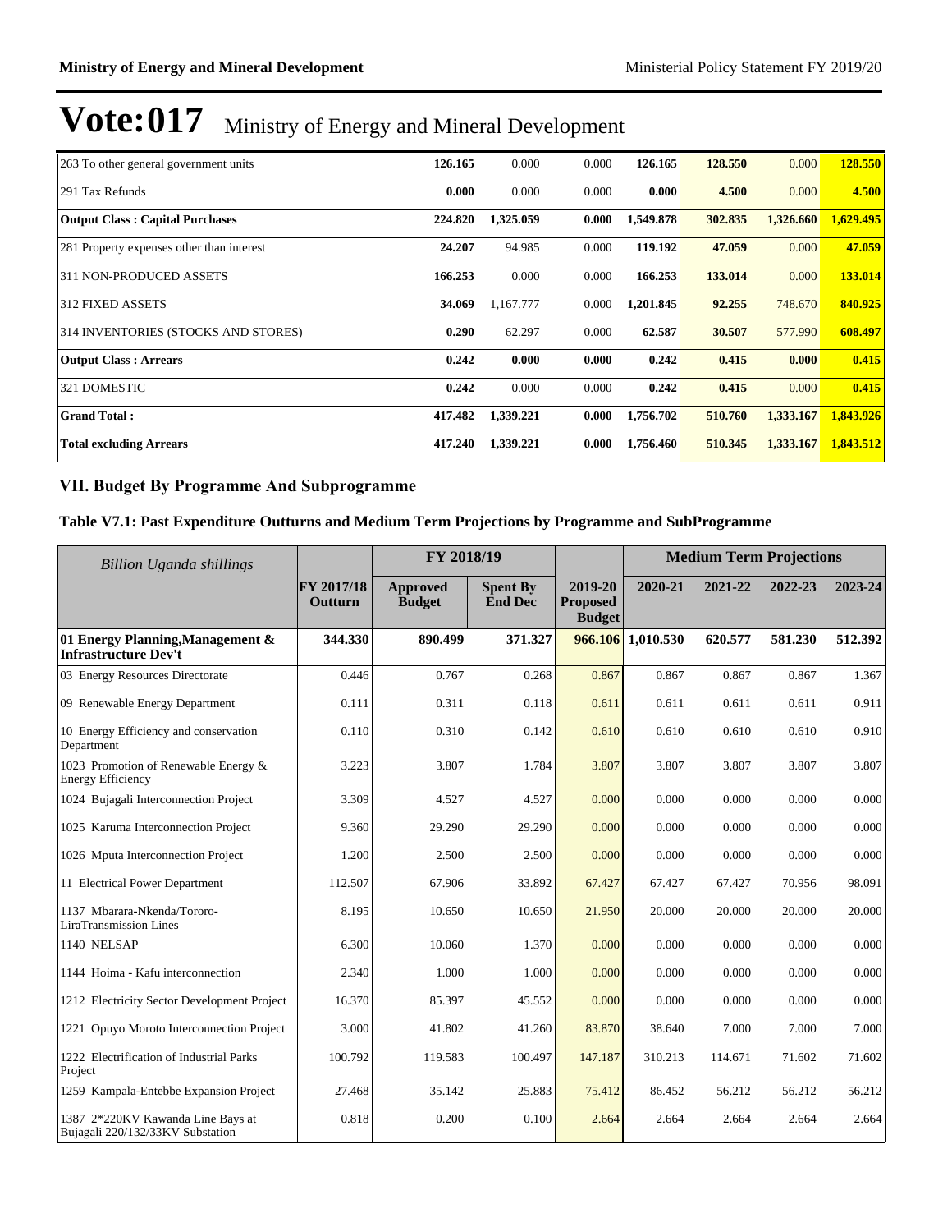# Vote:017 Ministry of Energy and Mineral Development

| | | | | | | | |
|---|---|---|---|---|---|---|---|
| 263 To other general government units | **126.165** | 0.000 | 0.000 | **126.165** | **128.550** | 0.000 | **128.550** |
| 291 Tax Refunds | **0.000** | 0.000 | 0.000 | **0.000** | **4.500** | 0.000 | **4.500** |
| **Output Class : Capital Purchases** | **224.820** | **1,325.059** | **0.000** | **1,549.878** | **302.835** | **1,326.660** | **1,629.495** |
| 281 Property expenses other than interest | **24.207** | 94.985 | 0.000 | **119.192** | **47.059** | 0.000 | **47.059** |
| 311 NON-PRODUCED ASSETS | **166.253** | 0.000 | 0.000 | **166.253** | **133.014** | 0.000 | **133.014** |
| 312 FIXED ASSETS | **34.069** | 1,167.777 | 0.000 | **1,201.845** | **92.255** | 748.670 | **840.925** |
| 314 INVENTORIES (STOCKS AND STORES) | **0.290** | 62.297 | 0.000 | **62.587** | **30.507** | 577.990 | **608.497** |
| **Output Class : Arrears** | **0.242** | **0.000** | **0.000** | **0.242** | **0.415** | **0.000** | **0.415** |
| 321 DOMESTIC | **0.242** | 0.000 | 0.000 | **0.242** | **0.415** | 0.000 | **0.415** |
| **Grand Total :** | **417.482** | **1,339.221** | **0.000** | **1,756.702** | **510.760** | **1,333.167** | **1,843.926** |
| **Total excluding Arrears** | **417.240** | **1,339.221** | **0.000** | **1,756.460** | **510.345** | **1,333.167** | **1,843.512** |

## VII. Budget By Programme And Subprogramme

### Table V7.1: Past Expenditure Outturns and Medium Term Projections by Programme and SubProgramme

| *Billion Uganda shillings* | | FY 2018/19 | | | Medium Term Projections | | | |
|---|---|---|---|---|---|---|---|---|
| | FY 2017/18 Outturn | Approved Budget | Spent By End Dec | 2019-20 Proposed Budget | 2020-21 | 2021-22 | 2022-23 | 2023-24 |
| **01 Energy Planning,Management & Infrastructure Dev't** | **344.330** | **890.499** | **371.327** | **966.106** | **1,010.530** | **620.577** | **581.230** | **512.392** |
| 03 Energy Resources Directorate | 0.446 | 0.767 | 0.268 | 0.867 | 0.867 | 0.867 | 0.867 | 1.367 |
| 09 Renewable Energy Department | 0.111 | 0.311 | 0.118 | 0.611 | 0.611 | 0.611 | 0.611 | 0.911 |
| 10 Energy Efficiency and conservation Department | 0.110 | 0.310 | 0.142 | 0.610 | 0.610 | 0.610 | 0.610 | 0.910 |
| 1023 Promotion of Renewable Energy & Energy Efficiency | 3.223 | 3.807 | 1.784 | 3.807 | 3.807 | 3.807 | 3.807 | 3.807 |
| 1024 Bujagali Interconnection Project | 3.309 | 4.527 | 4.527 | 0.000 | 0.000 | 0.000 | 0.000 | 0.000 |
| 1025 Karuma Interconnection Project | 9.360 | 29.290 | 29.290 | 0.000 | 0.000 | 0.000 | 0.000 | 0.000 |
| 1026 Mputa Interconnection Project | 1.200 | 2.500 | 2.500 | 0.000 | 0.000 | 0.000 | 0.000 | 0.000 |
| 11 Electrical Power Department | 112.507 | 67.906 | 33.892 | 67.427 | 67.427 | 67.427 | 70.956 | 98.091 |
| 1137 Mbarara-Nkenda/Tororo-LiraTransmission Lines | 8.195 | 10.650 | 10.650 | 21.950 | 20.000 | 20.000 | 20.000 | 20.000 |
| 1140 NELSAP | 6.300 | 10.060 | 1.370 | 0.000 | 0.000 | 0.000 | 0.000 | 0.000 |
| 1144 Hoima - Kafu interconnection | 2.340 | 1.000 | 1.000 | 0.000 | 0.000 | 0.000 | 0.000 | 0.000 |
| 1212 Electricity Sector Development Project | 16.370 | 85.397 | 45.552 | 0.000 | 0.000 | 0.000 | 0.000 | 0.000 |
| 1221 Opuyo Moroto Interconnection Project | 3.000 | 41.802 | 41.260 | 83.870 | 38.640 | 7.000 | 7.000 | 7.000 |
| 1222 Electrification of Industrial Parks Project | 100.792 | 119.583 | 100.497 | 147.187 | 310.213 | 114.671 | 71.602 | 71.602 |
| 1259 Kampala-Entebbe Expansion Project | 27.468 | 35.142 | 25.883 | 75.412 | 86.452 | 56.212 | 56.212 | 56.212 |
| 1387 2*220KV Kawanda Line Bays at Bujagali 220/132/33KV Substation | 0.818 | 0.200 | 0.100 | 2.664 | 2.664 | 2.664 | 2.664 | 2.664 |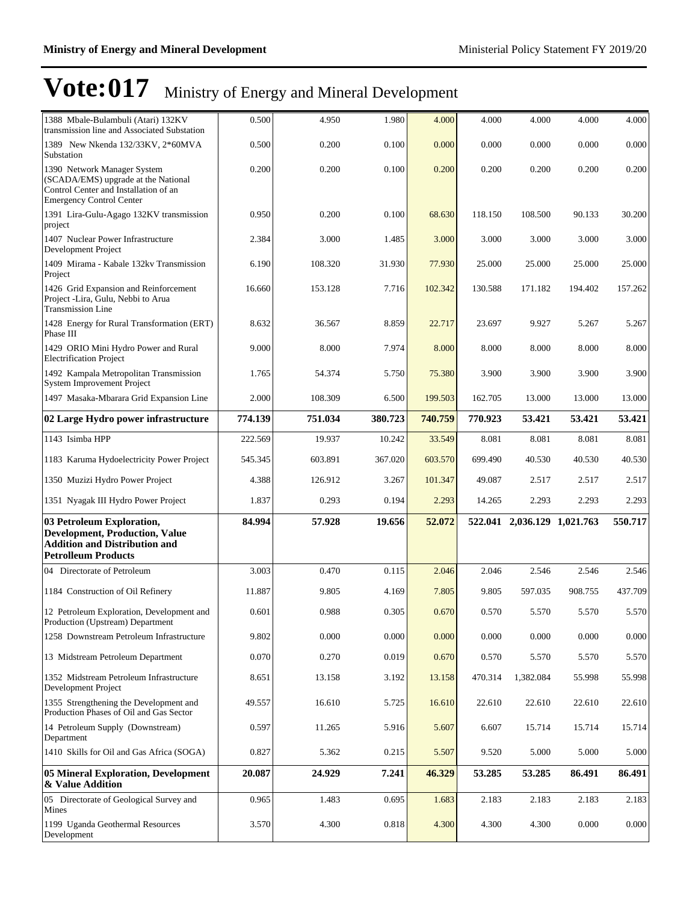# Vote:017 Ministry of Energy and Mineral Development

| | | | | | | | | |
|---|---|---|---|---|---|---|---|---|
| 1388 Mbale-Bulambuli (Atari) 132KV transmission line and Associated Substation | 0.500 | 4.950 | 1.980 | 4.000 | 4.000 | 4.000 | 4.000 | 4.000 |
| 1389 New Nkenda 132/33KV, 2*60MVA Substation | 0.500 | 0.200 | 0.100 | 0.000 | 0.000 | 0.000 | 0.000 | 0.000 |
| 1390 Network Manager System (SCADA/EMS) upgrade at the National Control Center and Installation of an Emergency Control Center | 0.200 | 0.200 | 0.100 | 0.200 | 0.200 | 0.200 | 0.200 | 0.200 |
| 1391 Lira-Gulu-Agago 132KV transmission project | 0.950 | 0.200 | 0.100 | 68.630 | 118.150 | 108.500 | 90.133 | 30.200 |
| 1407 Nuclear Power Infrastructure Development Project | 2.384 | 3.000 | 1.485 | 3.000 | 3.000 | 3.000 | 3.000 | 3.000 |
| 1409 Mirama - Kabale 132kv Transmission Project | 6.190 | 108.320 | 31.930 | 77.930 | 25.000 | 25.000 | 25.000 | 25.000 |
| 1426 Grid Expansion and Reinforcement Project -Lira, Gulu, Nebbi to Arua Transmission Line | 16.660 | 153.128 | 7.716 | 102.342 | 130.588 | 171.182 | 194.402 | 157.262 |
| 1428 Energy for Rural Transformation (ERT) Phase III | 8.632 | 36.567 | 8.859 | 22.717 | 23.697 | 9.927 | 5.267 | 5.267 |
| 1429 ORIO Mini Hydro Power and Rural Electrification Project | 9.000 | 8.000 | 7.974 | 8.000 | 8.000 | 8.000 | 8.000 | 8.000 |
| 1492 Kampala Metropolitan Transmission System Improvement Project | 1.765 | 54.374 | 5.750 | 75.380 | 3.900 | 3.900 | 3.900 | 3.900 |
| 1497 Masaka-Mbarara Grid Expansion Line | 2.000 | 108.309 | 6.500 | 199.503 | 162.705 | 13.000 | 13.000 | 13.000 |
| **02 Large Hydro power infrastructure** | **774.139** | **751.034** | **380.723** | **740.759** | **770.923** | **53.421** | **53.421** | **53.421** |
| 1143 Isimba HPP | 222.569 | 19.937 | 10.242 | 33.549 | 8.081 | 8.081 | 8.081 | 8.081 |
| 1183 Karuma Hydoelectricity Power Project | 545.345 | 603.891 | 367.020 | 603.570 | 699.490 | 40.530 | 40.530 | 40.530 |
| 1350 Muzizi Hydro Power Project | 4.388 | 126.912 | 3.267 | 101.347 | 49.087 | 2.517 | 2.517 | 2.517 |
| 1351 Nyagak III Hydro Power Project | 1.837 | 0.293 | 0.194 | 2.293 | 14.265 | 2.293 | 2.293 | 2.293 |
| **03 Petroleum Exploration, Development, Production, Value Addition and Distribution and Petroleum Products** | **84.994** | **57.928** | **19.656** | **52.072** | **522.041** | **2,036.129** | **1,021.763** | **550.717** |
| 04 Directorate of Petroleum | 3.003 | 0.470 | 0.115 | 2.046 | 2.046 | 2.546 | 2.546 | 2.546 |
| 1184 Construction of Oil Refinery | 11.887 | 9.805 | 4.169 | 7.805 | 9.805 | 597.035 | 908.755 | 437.709 |
| 12 Petroleum Exploration, Development and Production (Upstream) Department | 0.601 | 0.988 | 0.305 | 0.670 | 0.570 | 5.570 | 5.570 | 5.570 |
| 1258 Downstream Petroleum Infrastructure | 9.802 | 0.000 | 0.000 | 0.000 | 0.000 | 0.000 | 0.000 | 0.000 |
| 13 Midstream Petroleum Department | 0.070 | 0.270 | 0.019 | 0.670 | 0.570 | 5.570 | 5.570 | 5.570 |
| 1352 Midstream Petroleum Infrastructure Development Project | 8.651 | 13.158 | 3.192 | 13.158 | 470.314 | 1,382.084 | 55.998 | 55.998 |
| 1355 Strengthening the Development and Production Phases of Oil and Gas Sector | 49.557 | 16.610 | 5.725 | 16.610 | 22.610 | 22.610 | 22.610 | 22.610 |
| 14 Petroleum Supply (Downstream) Department | 0.597 | 11.265 | 5.916 | 5.607 | 6.607 | 15.714 | 15.714 | 15.714 |
| 1410 Skills for Oil and Gas Africa (SOGA) | 0.827 | 5.362 | 0.215 | 5.507 | 9.520 | 5.000 | 5.000 | 5.000 |
| **05 Mineral Exploration, Development & Value Addition** | **20.087** | **24.929** | **7.241** | **46.329** | **53.285** | **53.285** | **86.491** | **86.491** |
| 05 Directorate of Geological Survey and Mines | 0.965 | 1.483 | 0.695 | 1.683 | 2.183 | 2.183 | 2.183 | 2.183 |
| 1199 Uganda Geothermal Resources Development | 3.570 | 4.300 | 0.818 | 4.300 | 4.300 | 4.300 | 0.000 | 0.000 |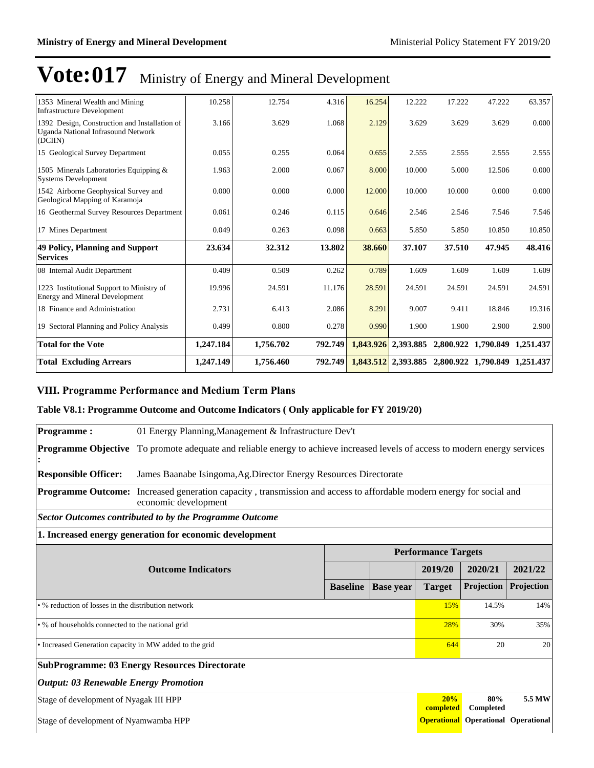# Vote:017 Ministry of Energy and Mineral Development

| | | | | | | | | |
|---|---|---|---|---|---|---|---|---|
| 1353 Mineral Wealth and Mining Infrastructure Development | 10.258 | 12.754 | 4.316 | 16.254 | 12.222 | 17.222 | 47.222 | 63.357 |
| 1392 Design, Construction and Installation of Uganda National Infrasound Network (DCIIN) | 3.166 | 3.629 | 1.068 | 2.129 | 3.629 | 3.629 | 3.629 | 0.000 |
| 15 Geological Survey Department | 0.055 | 0.255 | 0.064 | 0.655 | 2.555 | 2.555 | 2.555 | 2.555 |
| 1505 Minerals Laboratories Equipping & Systems Development | 1.963 | 2.000 | 0.067 | 8.000 | 10.000 | 5.000 | 12.506 | 0.000 |
| 1542 Airborne Geophysical Survey and Geological Mapping of Karamoja | 0.000 | 0.000 | 0.000 | 12.000 | 10.000 | 10.000 | 0.000 | 0.000 |
| 16 Geothermal Survey Resources Department | 0.061 | 0.246 | 0.115 | 0.646 | 2.546 | 2.546 | 7.546 | 7.546 |
| 17 Mines Department | 0.049 | 0.263 | 0.098 | 0.663 | 5.850 | 5.850 | 10.850 | 10.850 |
| **49 Policy, Planning and Support Services** | **23.634** | **32.312** | **13.802** | **38.660** | **37.107** | **37.510** | **47.945** | **48.416** |
| 08 Internal Audit Department | 0.409 | 0.509 | 0.262 | 0.789 | 1.609 | 1.609 | 1.609 | 1.609 |
| 1223 Institutional Support to Ministry of Energy and Mineral Development | 19.996 | 24.591 | 11.176 | 28.591 | 24.591 | 24.591 | 24.591 | 24.591 |
| 18 Finance and Administration | 2.731 | 6.413 | 2.086 | 8.291 | 9.007 | 9.411 | 18.846 | 19.316 |
| 19 Sectoral Planning and Policy Analysis | 0.499 | 0.800 | 0.278 | 0.990 | 1.900 | 1.900 | 2.900 | 2.900 |
| **Total for the Vote** | **1,247.184** | **1,756.702** | **792.749** | **1,843.926** | **2,393.885** | **2,800.922** | **1,790.849** | **1,251.437** |
| **Total Excluding Arrears** | **1,247.149** | **1,756.460** | **792.749** | **1,843.512** | **2,393.885** | **2,800.922** | **1,790.849** | **1,251.437** |

## VIII. Programme Performance and Medium Term Plans

### Table V8.1: Programme Outcome and Outcome Indicators ( Only applicable for FY 2019/20)

**Programme :** 01 Energy Planning,Management & Infrastructure Dev't

**Programme Objective :** To promote adequate and reliable energy to achieve increased levels of access to modern energy services

**Responsible Officer:** James Baanabe Isingoma,Ag.Director Energy Resources Directorate

**Programme Outcome:** Increased generation capacity , transmission and access to affordable modern energy for social and economic development

***Sector Outcomes contributed to by the Programme Outcome***

**1. Increased energy generation for economic development**

| Outcome Indicators | Performance Targets | | | | |
|---|---|---|---|---|---|
| | | | 2019/20 | 2020/21 | 2021/22 |
| | Baseline | Base year | Target | Projection | Projection |
| • % reduction of losses in the distribution network | | | 15% | 14.5% | 14% |
| • % of households connected to the national grid | | | 28% | 30% | 35% |
| • Increased Generation capacity in MW added to the grid | | | 644 | 20 | 20 |

**SubProgramme: 03 Energy Resources Directorate**

***Output: 03 Renewable Energy Promotion***

| | | | | | |
|---|---|---|---|---|---|
| Stage of development of Nyagak III HPP | | | 20% completed | 80% Completed | 5.5 MW |
| Stage of development of Nyamwamba HPP | | | Operational | Operational | Operational |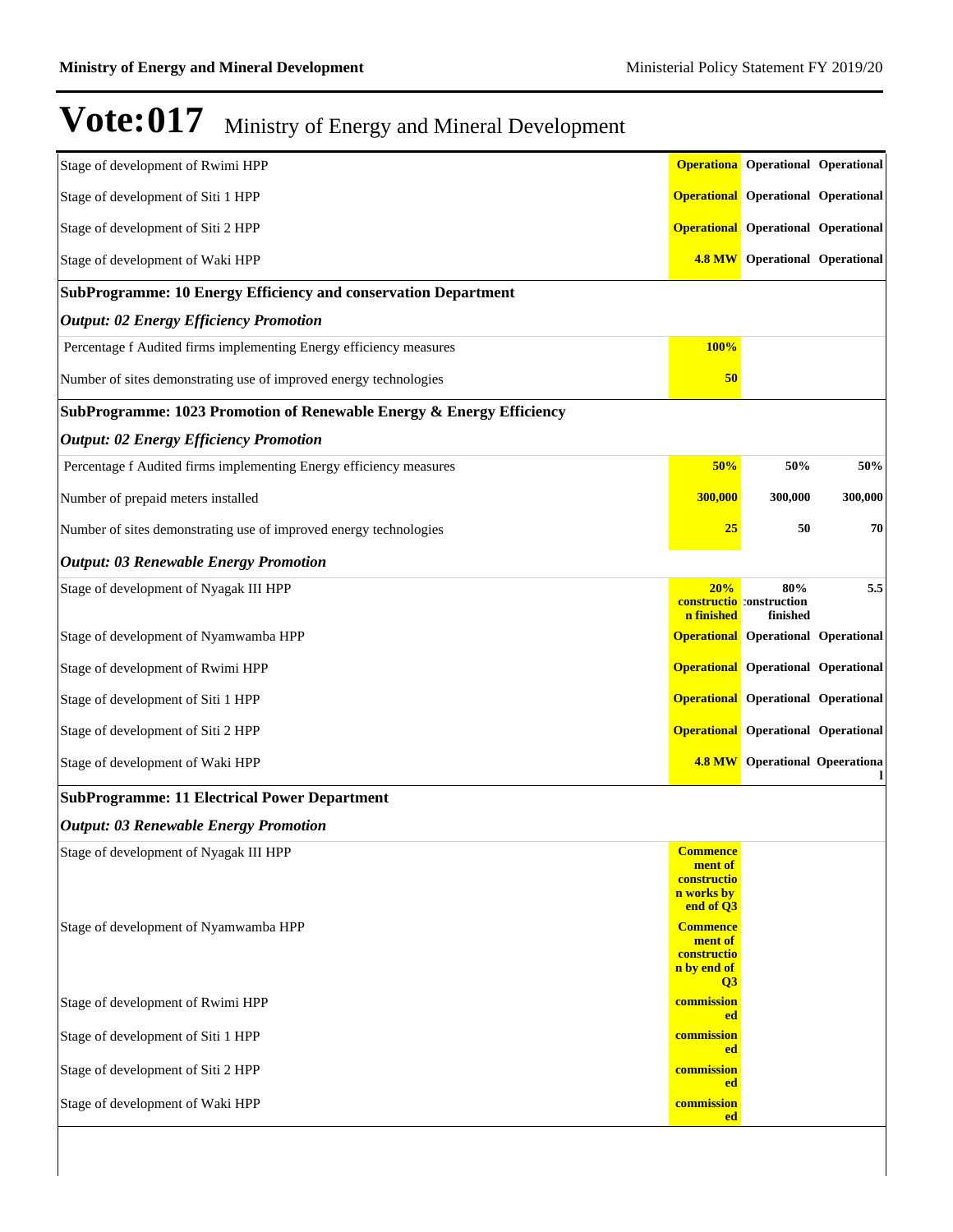# Vote:017 Ministry of Energy and Mineral Development

| | | | |
|---|---|---|---|
| Stage of development of Rwimi HPP | **Operationa** | **Operational** | **Operational** |
| Stage of development of Siti 1 HPP | **Operational** | **Operational** | **Operational** |
| Stage of development of Siti 2 HPP | **Operational** | **Operational** | **Operational** |
| Stage of development of Waki HPP | **4.8 MW** | **Operational** | **Operational** |
| **SubProgramme: 10 Energy Efficiency and conservation Department** | | | |
| ***Output: 02 Energy Efficiency Promotion*** | | | |
| Percentage f Audited firms implementing Energy efficiency measures | **100%** | | |
| Number of sites demonstrating use of improved energy technologies | **50** | | |
| **SubProgramme: 1023 Promotion of Renewable Energy & Energy Efficiency** | | | |
| ***Output: 02 Energy Efficiency Promotion*** | | | |
| Percentage f Audited firms implementing Energy efficiency measures | **50%** | **50%** | **50%** |
| Number of prepaid meters installed | **300,000** | **300,000** | **300,000** |
| Number of sites demonstrating use of improved energy technologies | **25** | **50** | **70** |
| ***Output: 03 Renewable Energy Promotion*** | | | |
| Stage of development of Nyagak III HPP | **20% construction finished** | **80% construction finished** | **5.5** |
| Stage of development of Nyamwamba HPP | **Operational** | **Operational** | **Operational** |
| Stage of development of Rwimi HPP | **Operational** | **Operational** | **Operational** |
| Stage of development of Siti 1 HPP | **Operational** | **Operational** | **Operational** |
| Stage of development of Siti 2 HPP | **Operational** | **Operational** | **Operational** |
| Stage of development of Waki HPP | **4.8 MW** | **Operational** | **Opeerational** |
| **SubProgramme: 11 Electrical Power Department** | | | |
| ***Output: 03 Renewable Energy Promotion*** | | | |
| Stage of development of Nyagak III HPP | **Commencement of construction works by end of Q3** | | |
| Stage of development of Nyamwamba HPP | **Commencement of construction by end of Q3** | | |
| Stage of development of Rwimi HPP | **commissioned** | | |
| Stage of development of Siti 1 HPP | **commissioned** | | |
| Stage of development of Siti 2 HPP | **commissioned** | | |
| Stage of development of Waki HPP | **commissioned** | | |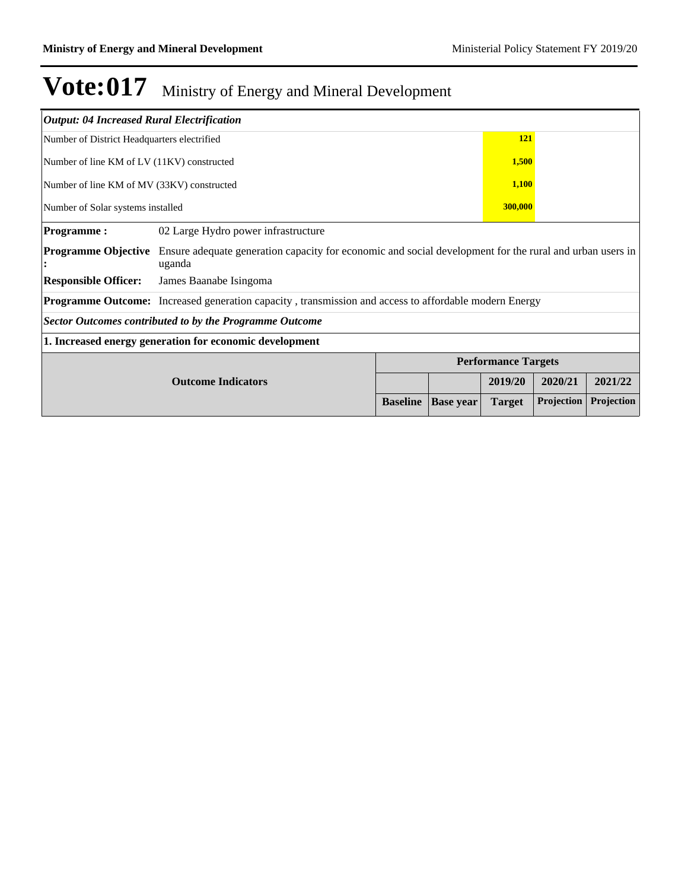# Vote:017 Ministry of Energy and Mineral Development

***Output: 04 Increased Rural Electrification***

| | | | | | |
|---|---|---|---|---|---|
| Number of District Headquarters electrified | | | **121** | | |
| Number of line KM of LV (11KV) constructed | | | **1,500** | | |
| Number of line KM of MV (33KV) constructed | | | **1,100** | | |
| Number of Solar systems installed | | | **300,000** | | |

**Programme :** 02 Large Hydro power infrastructure

**Programme Objective :** Ensure adequate generation capacity for economic and social development for the rural and urban users in uganda

**Responsible Officer:** James Baanabe Isingoma

**Programme Outcome:** Increased generation capacity , transmission and access to affordable modern Energy

***Sector Outcomes contributed to by the Programme Outcome***

**1. Increased energy generation for economic development**

| Outcome Indicators | Performance Targets | | | | |
|---|---|---|---|---|---|
| | | | 2019/20 | 2020/21 | 2021/22 |
| | Baseline | Base year | Target | Projection | Projection |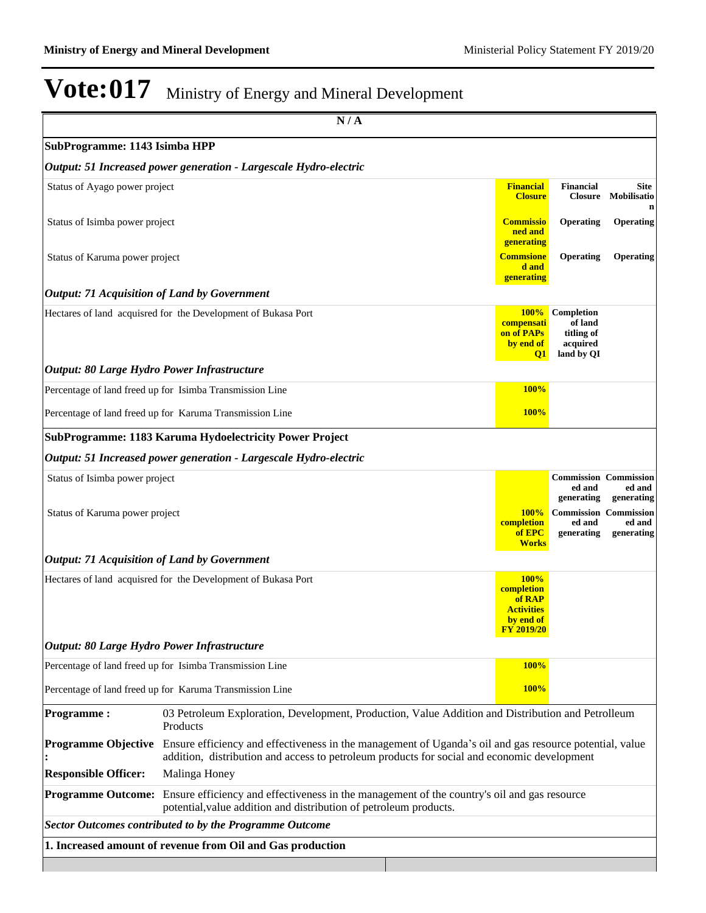# Vote:017 Ministry of Energy and Mineral Development

| N / A | | | |
|---|---|---|---|
| **SubProgramme: 1143 Isimba HPP** | | | |
| ***Output: 51 Increased power generation - Largescale Hydro-electric*** | | | |
| Status of Ayago power project | **Financial Closure** | **Financial Closure** | **Site Mobilisation** |
| Status of Isimba power project | **Commissioned and generating** | **Operating** | **Operating** |
| Status of Karuma power project | **Commsioned and generating** | **Operating** | **Operating** |
| ***Output: 71 Acquisition of Land by Government*** | | | |
| Hectares of land acquisred for the Development of Bukasa Port | **100% compensation of PAPs by end of Q1** | **Completion of land titling of acquired land by QI** | |
| ***Output: 80 Large Hydro Power Infrastructure*** | | | |
| Percentage of land freed up for Isimba Transmission Line | **100%** | | |
| Percentage of land freed up for Karuma Transmission Line | **100%** | | |
| **SubProgramme: 1183 Karuma Hydoelectricity Power Project** | | | |
| ***Output: 51 Increased power generation - Largescale Hydro-electric*** | | | |
| Status of Isimba power project | | **Commissioned and generating** | **Commissioned and generating** |
| Status of Karuma power project | **100% completion of EPC Works** | **Commissioned and generating** | **Commissioned and generating** |
| ***Output: 71 Acquisition of Land by Government*** | | | |
| Hectares of land acquisred for the Development of Bukasa Port | **100% completion of RAP Activities by end of FY 2019/20** | | |
| ***Output: 80 Large Hydro Power Infrastructure*** | | | |
| Percentage of land freed up for Isimba Transmission Line | **100%** | | |
| Percentage of land freed up for Karuma Transmission Line | **100%** | | |

| | |
|---|---|
| **Programme :** | 03 Petroleum Exploration, Development, Production, Value Addition and Distribution and Petrolleum Products |
| **Programme Objective :** | Ensure efficiency and effectiveness in the management of Uganda's oil and gas resource potential, value addition, distribution and access to petroleum products for social and economic development |
| **Responsible Officer:** | Malinga Honey |
| **Programme Outcome:** | Ensure efficiency and effectiveness in the management of the country's oil and gas resource potential,value addition and distribution of petroleum products. |

***Sector Outcomes contributed to by the Programme Outcome***

**1. Increased amount of revenue from Oil and Gas production**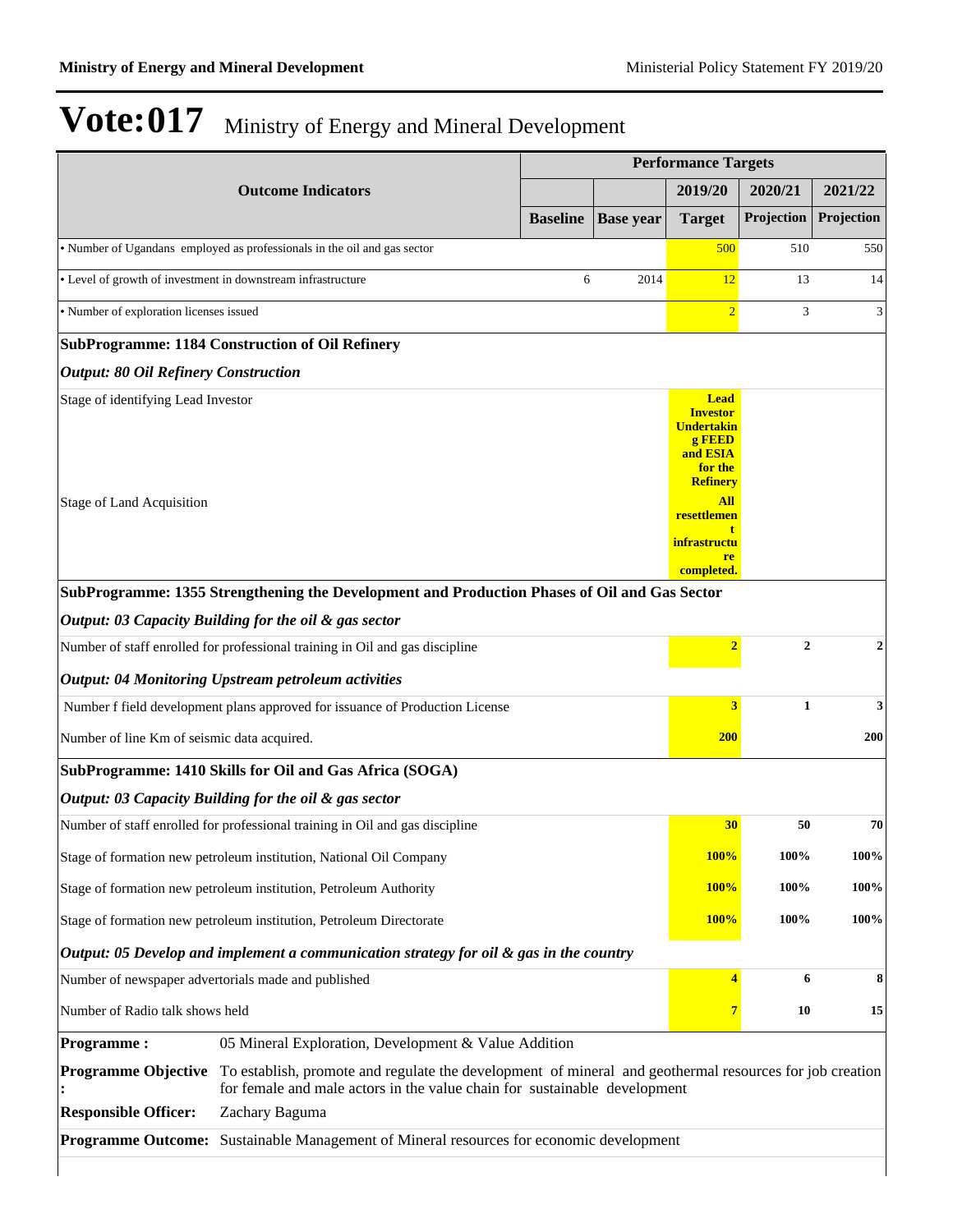# Vote:017 Ministry of Energy and Mineral Development

| Outcome Indicators | Performance Targets | | | | |
|---|---|---|---|---|---|
| | | | 2019/20 | 2020/21 | 2021/22 |
| | Baseline | Base year | Target | Projection | Projection |
| • Number of Ugandans employed as professionals in the oil and gas sector | | | 500 | 510 | 550 |
| • Level of growth of investment in downstream infrastructure | 6 | 2014 | 12 | 13 | 14 |
| • Number of exploration licenses issued | | | 2 | 3 | 3 |
| **SubProgramme: 1184 Construction of Oil Refinery** | | | | | |
| ***Output: 80 Oil Refinery Construction*** | | | | | |
| Stage of identifying Lead Investor | | | **Lead Investor Undertaking FEED and ESIA for the Refinery** | | |
| Stage of Land Acquisition | | | **All resettlement infrastructure completed.** | | |
| **SubProgramme: 1355 Strengthening the Development and Production Phases of Oil and Gas Sector** | | | | | |
| ***Output: 03 Capacity Building for the oil & gas sector*** | | | | | |
| Number of staff enrolled for professional training in Oil and gas discipline | | | **2** | **2** | **2** |
| ***Output: 04 Monitoring Upstream petroleum activities*** | | | | | |
| Number f field development plans approved for issuance of Production License | | | **3** | **1** | **3** |
| Number of line Km of seismic data acquired. | | | **200** | | **200** |
| **SubProgramme: 1410 Skills for Oil and Gas Africa (SOGA)** | | | | | |
| ***Output: 03 Capacity Building for the oil & gas sector*** | | | | | |
| Number of staff enrolled for professional training in Oil and gas discipline | | | **30** | **50** | **70** |
| Stage of formation new petroleum institution, National Oil Company | | | **100%** | **100%** | **100%** |
| Stage of formation new petroleum institution, Petroleum Authority | | | **100%** | **100%** | **100%** |
| Stage of formation new petroleum institution, Petroleum Directorate | | | **100%** | **100%** | **100%** |
| ***Output: 05 Develop and implement a communication strategy for oil & gas in the country*** | | | | | |
| Number of newspaper advertorials made and published | | | **4** | **6** | **8** |
| Number of Radio talk shows held | | | **7** | **10** | **15** |

| | |
|---|---|
| **Programme :** | 05 Mineral Exploration, Development & Value Addition |
| **Programme Objective :** | To establish, promote and regulate the development of mineral and geothermal resources for job creation for female and male actors in the value chain for sustainable development |
| **Responsible Officer:** | Zachary Baguma |
| **Programme Outcome:** | Sustainable Management of Mineral resources for economic development |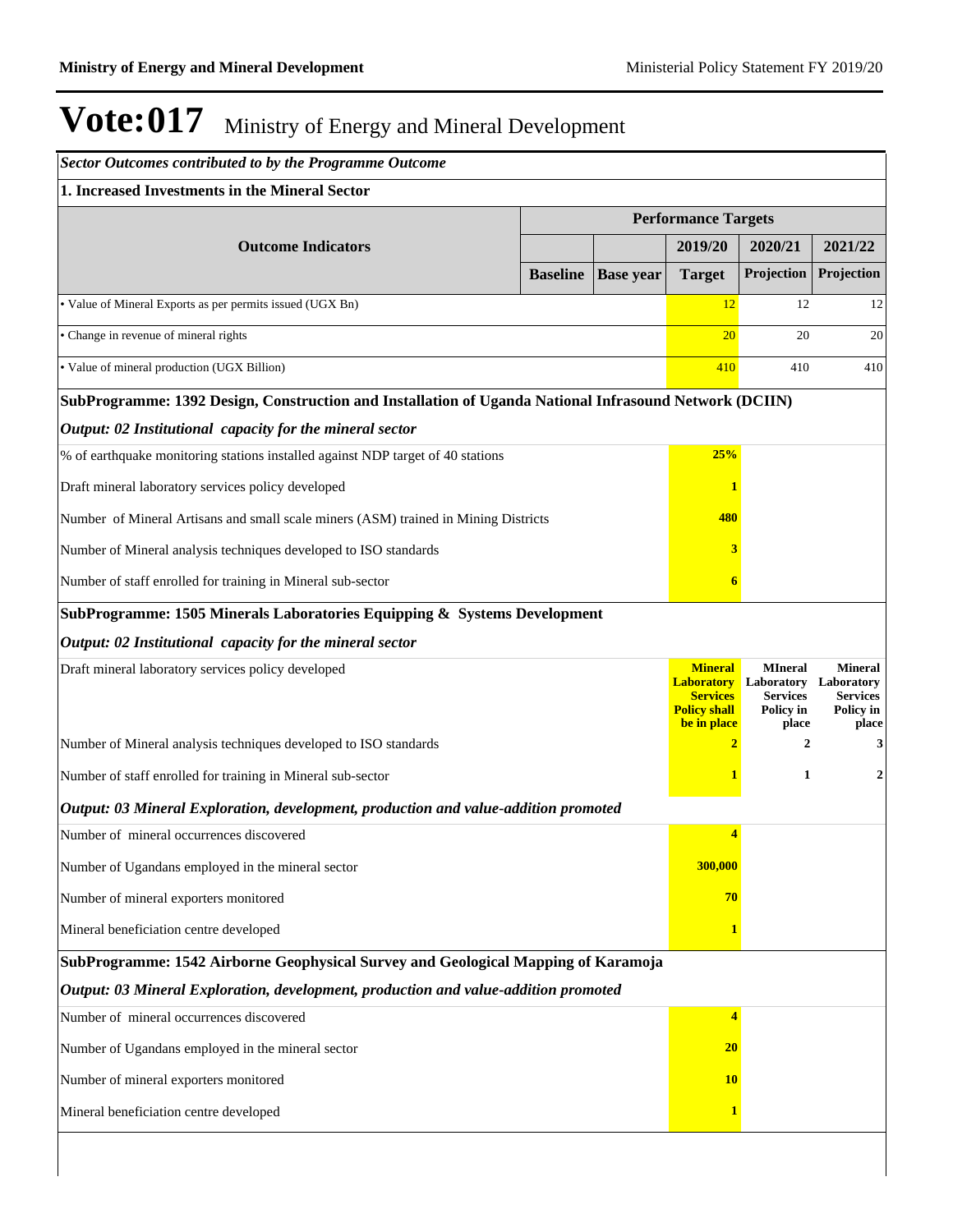# Vote:017 Ministry of Energy and Mineral Development

*Sector Outcomes contributed to by the Programme Outcome*

**1. Increased Investments in the Mineral Sector**

| Outcome Indicators | Performance Targets | | | | |
|---|---|---|---|---|---|
| | | | 2019/20 | 2020/21 | 2021/22 |
| | Baseline | Base year | Target | Projection | Projection |
| • Value of Mineral Exports as per permits issued (UGX Bn) | | | 12 | 12 | 12 |
| • Change in revenue of mineral rights | | | 20 | 20 | 20 |
| • Value of mineral production (UGX Billion) | | | 410 | 410 | 410 |

**SubProgramme: 1392 Design, Construction and Installation of Uganda National Infrasound Network (DCIIN)**

*Output: 02 Institutional capacity for the mineral sector*

| Indicator | 2019/20 | 2020/21 | 2021/22 |
|---|---|---|---|
| % of earthquake monitoring stations installed against NDP target of 40 stations | **25%** | | |
| Draft mineral laboratory services policy developed | **1** | | |
| Number of Mineral Artisans and small scale miners (ASM) trained in Mining Districts | **480** | | |
| Number of Mineral analysis techniques developed to ISO standards | **3** | | |
| Number of staff enrolled for training in Mineral sub-sector | **6** | | |

**SubProgramme: 1505 Minerals Laboratories Equipping & Systems Development**

*Output: 02 Institutional capacity for the mineral sector*

| Indicator | 2019/20 | 2020/21 | 2021/22 |
|---|---|---|---|
| Draft mineral laboratory services policy developed | **Mineral Laboratory Services Policy shall be in place** | **MIneral Laboratory Services Policy in place** | **Mineral Laboratory Services Policy in place** |
| Number of Mineral analysis techniques developed to ISO standards | **2** | **2** | **3** |
| Number of staff enrolled for training in Mineral sub-sector | **1** | **1** | **2** |

*Output: 03 Mineral Exploration, development, production and value-addition promoted*

| Indicator | 2019/20 | 2020/21 | 2021/22 |
|---|---|---|---|
| Number of mineral occurrences discovered | **4** | | |
| Number of Ugandans employed in the mineral sector | **300,000** | | |
| Number of mineral exporters monitored | **70** | | |
| Mineral beneficiation centre developed | **1** | | |

**SubProgramme: 1542 Airborne Geophysical Survey and Geological Mapping of Karamoja**

*Output: 03 Mineral Exploration, development, production and value-addition promoted*

| Indicator | 2019/20 | 2020/21 | 2021/22 |
|---|---|---|---|
| Number of mineral occurrences discovered | **4** | | |
| Number of Ugandans employed in the mineral sector | **20** | | |
| Number of mineral exporters monitored | **10** | | |
| Mineral beneficiation centre developed | **1** | | |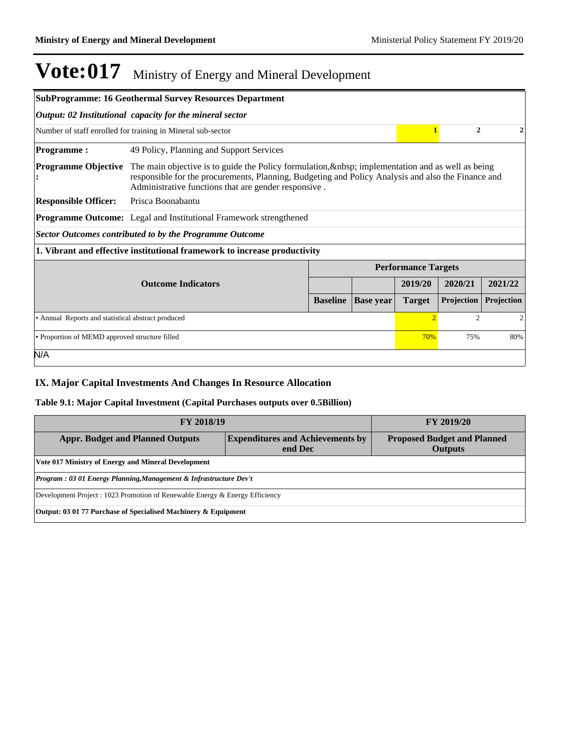# Vote:017 Ministry of Energy and Mineral Development

**SubProgramme: 16 Geothermal Survey Resources Department**

***Output: 02 Institutional capacity for the mineral sector***

| | | | | | |
|---|---|---|---|---|---|
| Number of staff enrolled for training in Mineral sub-sector | | | **1** | **2** | **2** |

**Programme :** 49 Policy, Planning and Support Services

**Programme Objective :** The main objective is to guide the Policy formulation,&nbsp; implementation and as well as being responsible for the procurements, Planning, Budgeting and Policy Analysis and also the Finance and Administrative functions that are gender responsive .

**Responsible Officer:** Prisca Boonabantu

**Programme Outcome:** Legal and Institutional Framework strengthened

***Sector Outcomes contributed to by the Programme Outcome***

**1. Vibrant and effective institutional framework to increase productivity**

| Outcome Indicators | Performance Targets | | | | |
|---|---|---|---|---|---|
| | | | 2019/20 | 2020/21 | 2021/22 |
| | Baseline | Base year | Target | Projection | Projection |
| • Annual Reports and statistical abstract produced | | | 2 | 2 | 2 |
| • Proportion of MEMD approved structure filled | | | 70% | 75% | 80% |

N/A

## IX. Major Capital Investments And Changes In Resource Allocation

### Table 9.1: Major Capital Investment (Capital Purchases outputs over 0.5Billion)

| FY 2018/19 | | FY 2019/20 |
|---|---|---|
| **Appr. Budget and Planned Outputs** | **Expenditures and Achievements by end Dec** | **Proposed Budget and Planned Outputs** |
| **Vote 017 Ministry of Energy and Mineral Development** | | |
| ***Program : 03 01 Energy Planning,Management & Infrastructure Dev't*** | | |
| Development Project : 1023 Promotion of Renewable Energy & Energy Efficiency | | |
| **Output: 03 01 77 Purchase of Specialised Machinery & Equipment** | | |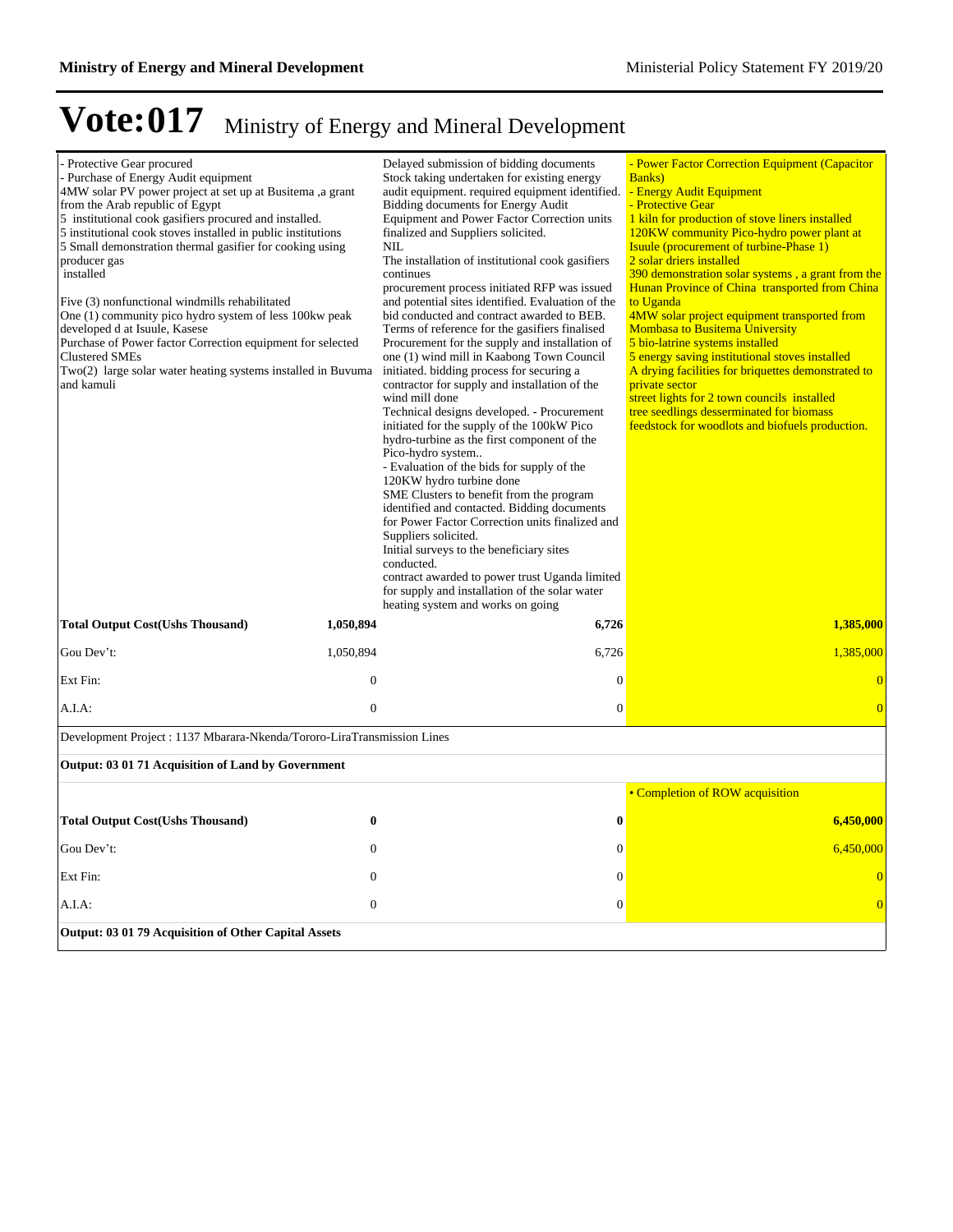# Vote:017 Ministry of Energy and Mineral Development

| | | | |
|---|---|---|---|
| - Protective Gear procured<br>- Purchase of Energy Audit equipment<br>4MW solar PV power project at set up at Busitema ,a grant from the Arab republic of Egypt<br>5 institutional cook gasifiers procured and installed.<br>5 institutional cook stoves installed in public institutions<br>5 Small demonstration thermal gasifier for cooking using producer gas installed<br><br>Five (3) nonfunctional windmills rehabilitated<br>One (1) community pico hydro system of less 100kw peak developed d at Isuule, Kasese<br>Purchase of Power factor Correction equipment for selected Clustered SMEs<br>Two(2) large solar water heating systems installed in Buvuma and kamuli | | Delayed submission of bidding documents<br>Stock taking undertaken for existing energy audit equipment. required equipment identified.<br>Bidding documents for Energy Audit Equipment and Power Factor Correction units finalized and Suppliers solicited.<br>NIL<br>The installation of institutional cook gasifiers continues<br>procurement process initiated RFP was issued and potential sites identified. Evaluation of the bid conducted and contract awarded to BEB.<br>Terms of reference for the gasifiers finalised<br>Procurement for the supply and installation of one (1) wind mill in Kaabong Town Council initiated. bidding process for securing a contractor for supply and installation of the wind mill done<br>Technical designs developed. - Procurement initiated for the supply of the 100kW Pico hydro-turbine as the first component of the Pico-hydro system..<br>- Evaluation of the bids for supply of the 120KW hydro turbine done<br>SME Clusters to benefit from the program identified and contacted. Bidding documents for Power Factor Correction units finalized and Suppliers solicited.<br>Initial surveys to the beneficiary sites conducted.<br>contract awarded to power trust Uganda limited for supply and installation of the solar water heating system and works on going | - Power Factor Correction Equipment (Capacitor Banks)<br>- Energy Audit Equipment<br>- Protective Gear<br>1 kiln for production of stove liners installed<br>120KW community Pico-hydro power plant at Isuule (procurement of turbine-Phase 1)<br>2 solar driers installed<br>390 demonstration solar systems , a grant from the Hunan Province of China transported from China to Uganda<br>4MW solar project equipment transported from Mombasa to Busitema University<br>5 bio-latrine systems installed<br>5 energy saving institutional stoves installed<br>A drying facilities for briquettes demonstrated to private sector<br>street lights for 2 town councils installed<br>tree seedlings desserminated for biomass feedstock for woodlots and biofuels production. |
| **Total Output Cost(Ushs Thousand)** | **1,050,894** | **6,726** | **1,385,000** |
| Gou Dev't: | 1,050,894 | 6,726 | 1,385,000 |
| Ext Fin: | 0 | 0 | 0 |
| A.I.A: | 0 | 0 | 0 |
| Development Project : 1137 Mbarara-Nkenda/Tororo-LiraTransmission Lines | | | |
| **Output: 03 01 71 Acquisition of Land by Government** | | | |
| | | | • Completion of ROW acquisition |
| **Total Output Cost(Ushs Thousand)** | **0** | **0** | **6,450,000** |
| Gou Dev't: | 0 | 0 | 6,450,000 |
| Ext Fin: | 0 | 0 | 0 |
| A.I.A: | 0 | 0 | 0 |
| **Output: 03 01 79 Acquisition of Other Capital Assets** | | | |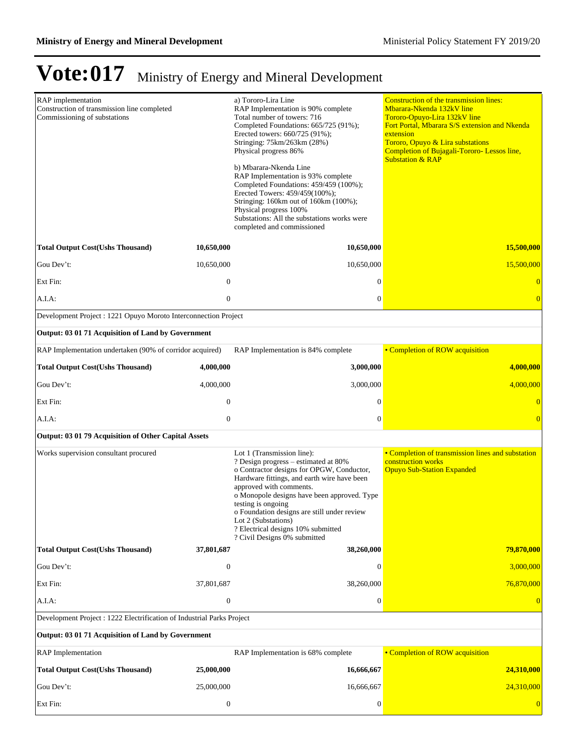# Vote:017 Ministry of Energy and Mineral Development

| | | | |
|---|---|---|---|
| RAP implementation<br>Construction of transmission line completed<br>Commissioning of substations | | a) Tororo-Lira Line<br>RAP Implementation is 90% complete<br>Total number of towers: 716<br>Completed Foundations: 665/725 (91%);<br>Erected towers: 660/725 (91%);<br>Stringing: 75km/263km (28%)<br>Physical progress 86%<br><br>b) Mbarara-Nkenda Line<br>RAP Implementation is 93% complete<br>Completed Foundations: 459/459 (100%);<br>Erected Towers: 459/459(100%);<br>Stringing: 160km out of 160km (100%);<br>Physical progress 100%<br>Substations: All the substations works were completed and commissioned | Construction of the transmission lines:<br>Mbarara-Nkenda 132kV line<br>Tororo-Opuyo-Lira 132kV line<br>Fort Portal, Mbarara S/S extension and Nkenda extension<br>Tororo, Opuyo & Lira substations<br>Completion of Bujagali-Tororo- Lessos line, Substation & RAP |
| **Total Output Cost(Ushs Thousand)** | **10,650,000** | **10,650,000** | **15,500,000** |
| Gou Dev't: | 10,650,000 | 10,650,000 | 15,500,000 |
| Ext Fin: | 0 | 0 | 0 |
| A.I.A: | 0 | 0 | 0 |
| Development Project : 1221 Opuyo Moroto Interconnection Project | | | |
| **Output: 03 01 71 Acquisition of Land by Government** | | | |
| RAP Implementation undertaken (90% of corridor acquired) | | RAP Implementation is 84% complete | • Completion of ROW acquisition |
| **Total Output Cost(Ushs Thousand)** | **4,000,000** | **3,000,000** | **4,000,000** |
| Gou Dev't: | 4,000,000 | 3,000,000 | 4,000,000 |
| Ext Fin: | 0 | 0 | 0 |
| A.I.A: | 0 | 0 | 0 |
| **Output: 03 01 79 Acquisition of Other Capital Assets** | | | |
| Works supervision consultant procured | | Lot 1 (Transmission line):<br>? Design progress – estimated at 80%<br>o Contractor designs for OPGW, Conductor, Hardware fittings, and earth wire have been approved with comments.<br>o Monopole designs have been approved. Type testing is ongoing<br>o Foundation designs are still under review<br>Lot 2 (Substations)<br>? Electrical designs 10% submitted<br>? Civil Designs 0% submitted | • Completion of transmission lines and substation construction works<br>Opuyo Sub-Station Expanded |
| **Total Output Cost(Ushs Thousand)** | **37,801,687** | **38,260,000** | **79,870,000** |
| Gou Dev't: | 0 | 0 | 3,000,000 |
| Ext Fin: | 37,801,687 | 38,260,000 | 76,870,000 |
| A.I.A: | 0 | 0 | 0 |
| Development Project : 1222 Electrification of Industrial Parks Project | | | |
| **Output: 03 01 71 Acquisition of Land by Government** | | | |
| RAP Implementation | | RAP Implementation is 68% complete | • Completion of ROW acquisition |
| **Total Output Cost(Ushs Thousand)** | **25,000,000** | **16,666,667** | **24,310,000** |
| Gou Dev't: | 25,000,000 | 16,666,667 | 24,310,000 |
| Ext Fin: | 0 | 0 | 0 |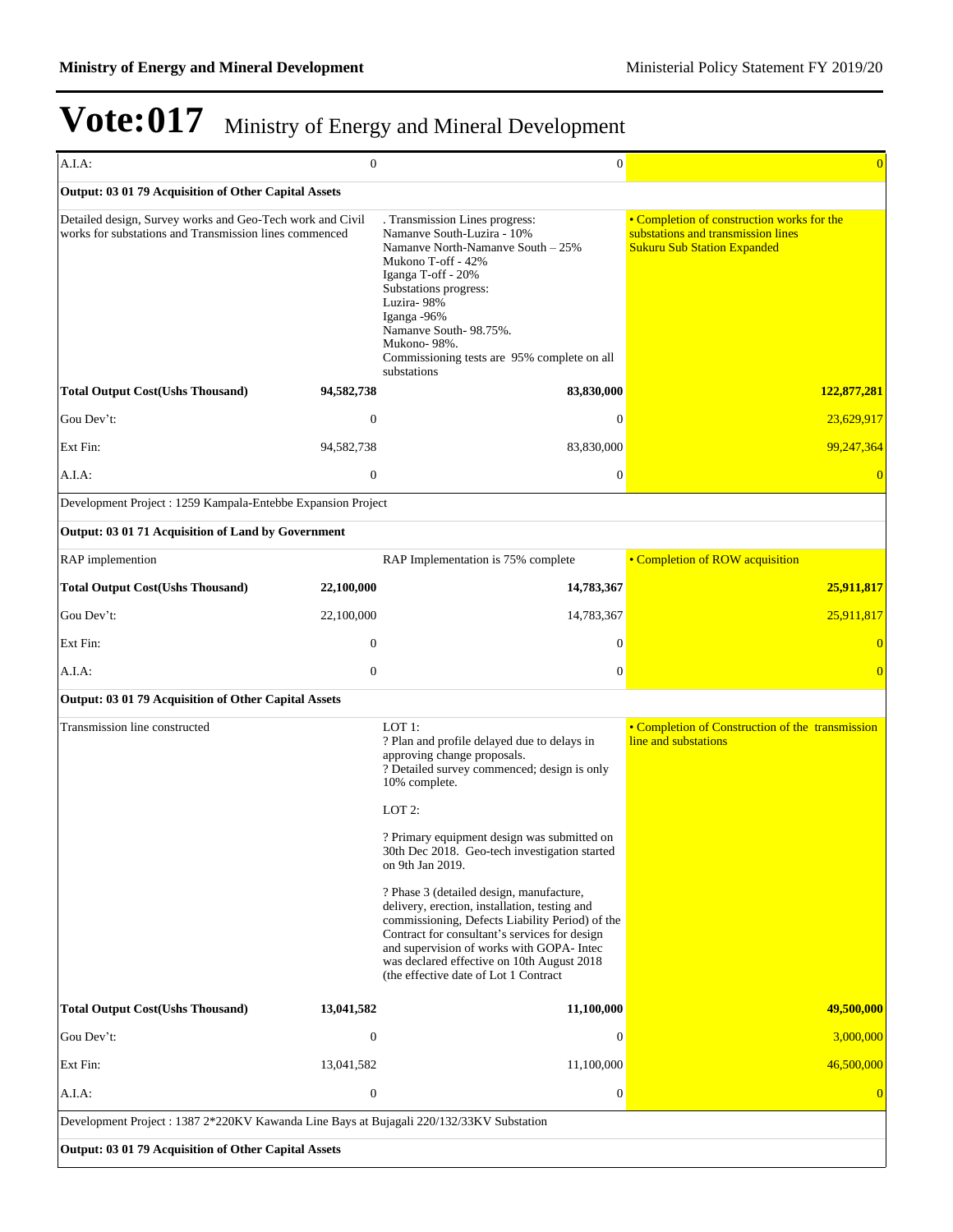# Vote:017 Ministry of Energy and Mineral Development

| | | | |
|---|---|---|---|
| A.I.A: | 0 | 0 | 0 |
| **Output: 03 01 79 Acquisition of Other Capital Assets** | | | |
| Detailed design, Survey works and Geo-Tech work and Civil works for substations and Transmission lines commenced | | . Transmission Lines progress:<br>Namanve South-Luzira - 10%<br>Namanve North-Namanve South – 25%<br>Mukono T-off - 42%<br>Iganga T-off - 20%<br>Substations progress:<br>Luzira- 98%<br>Iganga -96%<br>Namanve South- 98.75%.<br>Mukono- 98%.<br>Commissioning tests are 95% complete on all substations | • Completion of construction works for the substations and transmission lines<br>Sukuru Sub Station Expanded |
| **Total Output Cost(Ushs Thousand)** | **94,582,738** | **83,830,000** | **122,877,281** |
| Gou Dev't: | 0 | 0 | 23,629,917 |
| Ext Fin: | 94,582,738 | 83,830,000 | 99,247,364 |
| A.I.A: | 0 | 0 | 0 |
| Development Project : 1259 Kampala-Entebbe Expansion Project | | | |
| **Output: 03 01 71 Acquisition of Land by Government** | | | |
| RAP implemention | | RAP Implementation is 75% complete | • Completion of ROW acquisition |
| **Total Output Cost(Ushs Thousand)** | **22,100,000** | **14,783,367** | **25,911,817** |
| Gou Dev't: | 22,100,000 | 14,783,367 | 25,911,817 |
| Ext Fin: | 0 | 0 | 0 |
| A.I.A: | 0 | 0 | 0 |
| **Output: 03 01 79 Acquisition of Other Capital Assets** | | | |
| Transmission line constructed | | LOT 1:<br>? Plan and profile delayed due to delays in approving change proposals.<br>? Detailed survey commenced; design is only 10% complete.<br><br>LOT 2:<br><br>? Primary equipment design was submitted on 30th Dec 2018. Geo-tech investigation started on 9th Jan 2019.<br><br>? Phase 3 (detailed design, manufacture, delivery, erection, installation, testing and commissioning, Defects Liability Period) of the Contract for consultant's services for design and supervision of works with GOPA- Intec was declared effective on 10th August 2018 (the effective date of Lot 1 Contract | • Completion of Construction of the transmission line and substations |
| **Total Output Cost(Ushs Thousand)** | **13,041,582** | **11,100,000** | **49,500,000** |
| Gou Dev't: | 0 | 0 | 3,000,000 |
| Ext Fin: | 13,041,582 | 11,100,000 | 46,500,000 |
| A.I.A: | 0 | 0 | 0 |
| Development Project : 1387 2*220KV Kawanda Line Bays at Bujagali 220/132/33KV Substation | | | |
| **Output: 03 01 79 Acquisition of Other Capital Assets** | | | |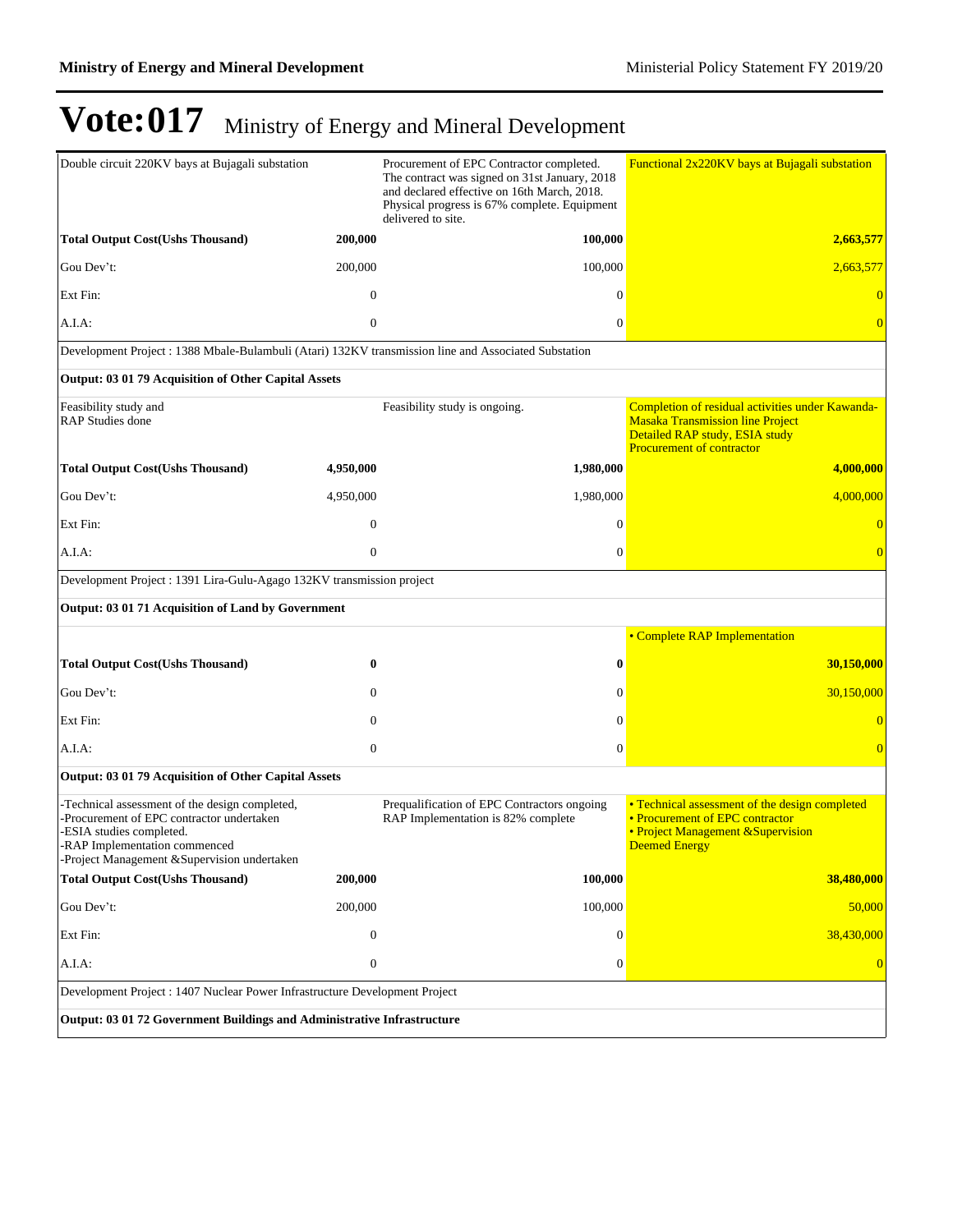# Vote:017 Ministry of Energy and Mineral Development

| | | | |
|---|---|---|---|
| Double circuit 220KV bays at Bujagali substation | | Procurement of EPC Contractor completed. The contract was signed on 31st January, 2018 and declared effective on 16th March, 2018. Physical progress is 67% complete. Equipment delivered to site. | Functional 2x220KV bays at Bujagali substation |
| **Total Output Cost(Ushs Thousand)** | **200,000** | **100,000** | **2,663,577** |
| Gou Dev't: | 200,000 | 100,000 | 2,663,577 |
| Ext Fin: | 0 | 0 | 0 |
| A.I.A: | 0 | 0 | 0 |
| Development Project : 1388 Mbale-Bulambuli (Atari) 132KV transmission line and Associated Substation | | | |
| **Output: 03 01 79 Acquisition of Other Capital Assets** | | | |
| Feasibility study and<br>RAP Studies done | | Feasibility study is ongoing. | Completion of residual activities under Kawanda-Masaka Transmission line Project<br>Detailed RAP study, ESIA study<br>Procurement of contractor |
| **Total Output Cost(Ushs Thousand)** | **4,950,000** | **1,980,000** | **4,000,000** |
| Gou Dev't: | 4,950,000 | 1,980,000 | 4,000,000 |
| Ext Fin: | 0 | 0 | 0 |
| A.I.A: | 0 | 0 | 0 |
| Development Project : 1391 Lira-Gulu-Agago 132KV transmission project | | | |
| **Output: 03 01 71 Acquisition of Land by Government** | | | |
| | | | • Complete RAP Implementation |
| **Total Output Cost(Ushs Thousand)** | **0** | **0** | **30,150,000** |
| Gou Dev't: | 0 | 0 | 30,150,000 |
| Ext Fin: | 0 | 0 | 0 |
| A.I.A: | 0 | 0 | 0 |
| **Output: 03 01 79 Acquisition of Other Capital Assets** | | | |
| -Technical assessment of the design completed,<br>-Procurement of EPC contractor undertaken<br>-ESIA studies completed.<br>-RAP Implementation commenced<br>-Project Management &Supervision undertaken | | Prequalification of EPC Contractors ongoing<br>RAP Implementation is 82% complete | • Technical assessment of the design completed<br>• Procurement of EPC contractor<br>• Project Management &Supervision<br>Deemed Energy |
| **Total Output Cost(Ushs Thousand)** | **200,000** | **100,000** | **38,480,000** |
| Gou Dev't: | 200,000 | 100,000 | 50,000 |
| Ext Fin: | 0 | 0 | 38,430,000 |
| A.I.A: | 0 | 0 | 0 |
| Development Project : 1407 Nuclear Power Infrastructure Development Project | | | |
| **Output: 03 01 72 Government Buildings and Administrative Infrastructure** | | | |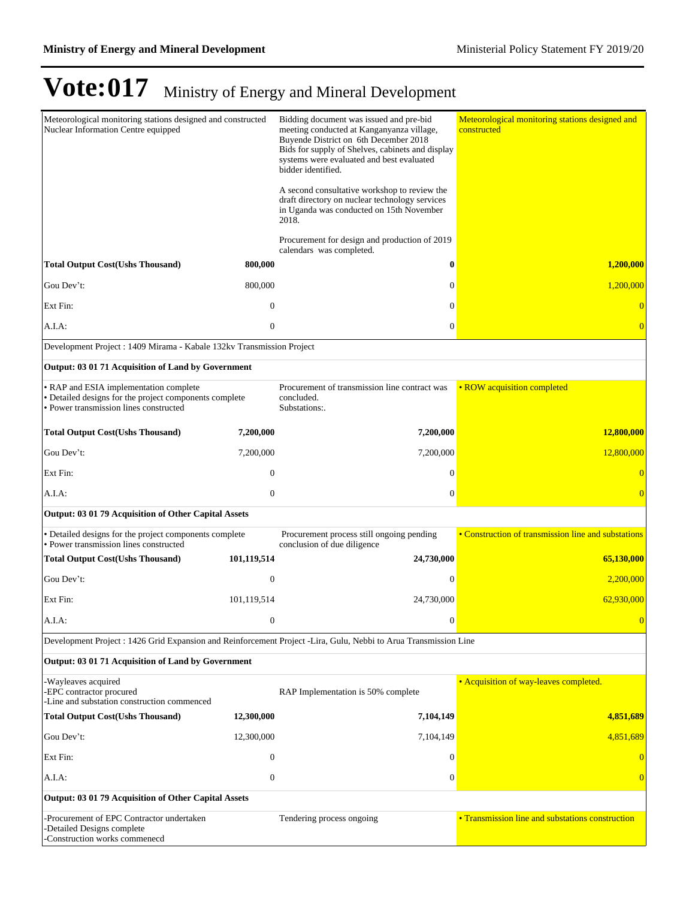# Vote:017 Ministry of Energy and Mineral Development

| | | | |
|---|---|---|---|
| Meteorological monitoring stations designed and constructed<br>Nuclear Information Centre equipped | | Bidding document was issued and pre-bid meeting conducted at Kanganyanza village, Buyende District on 6th December 2018<br>Bids for supply of Shelves, cabinets and display systems were evaluated and best evaluated bidder identified.<br><br>A second consultative workshop to review the draft directory on nuclear technology services in Uganda was conducted on 15th November 2018.<br><br>Procurement for design and production of 2019 calendars was completed. | Meteorological monitoring stations designed and constructed |
| **Total Output Cost(Ushs Thousand)** | **800,000** | **0** | **1,200,000** |
| Gou Dev't: | 800,000 | 0 | 1,200,000 |
| Ext Fin: | 0 | 0 | 0 |
| A.I.A: | 0 | 0 | 0 |
| Development Project : 1409 Mirama - Kabale 132kv Transmission Project | | | |
| **Output: 03 01 71 Acquisition of Land by Government** | | | |
| • RAP and ESIA implementation complete<br>• Detailed designs for the project components complete<br>• Power transmission lines constructed | | Procurement of transmission line contract was concluded.<br>Substations:. | • ROW acquisition completed |
| **Total Output Cost(Ushs Thousand)** | **7,200,000** | **7,200,000** | **12,800,000** |
| Gou Dev't: | 7,200,000 | 7,200,000 | 12,800,000 |
| Ext Fin: | 0 | 0 | 0 |
| A.I.A: | 0 | 0 | 0 |
| **Output: 03 01 79 Acquisition of Other Capital Assets** | | | |
| • Detailed designs for the project components complete<br>• Power transmission lines constructed | | Procurement process still ongoing pending conclusion of due diligence | • Construction of transmission line and substations |
| **Total Output Cost(Ushs Thousand)** | **101,119,514** | **24,730,000** | **65,130,000** |
| Gou Dev't: | 0 | 0 | 2,200,000 |
| Ext Fin: | 101,119,514 | 24,730,000 | 62,930,000 |
| A.I.A: | 0 | 0 | 0 |
| Development Project : 1426 Grid Expansion and Reinforcement Project -Lira, Gulu, Nebbi to Arua Transmission Line | | | |
| **Output: 03 01 71 Acquisition of Land by Government** | | | |
| -Wayleaves acquired<br>-EPC contractor procured<br>-Line and substation construction commenced | | RAP Implementation is 50% complete | • Acquisition of way-leaves completed. |
| **Total Output Cost(Ushs Thousand)** | **12,300,000** | **7,104,149** | **4,851,689** |
| Gou Dev't: | 12,300,000 | 7,104,149 | 4,851,689 |
| Ext Fin: | 0 | 0 | 0 |
| A.I.A: | 0 | 0 | 0 |
| **Output: 03 01 79 Acquisition of Other Capital Assets** | | | |
| -Procurement of EPC Contractor undertaken<br>-Detailed Designs complete<br>-Construction works commenecd | | Tendering process ongoing | • Transmission line and substations construction |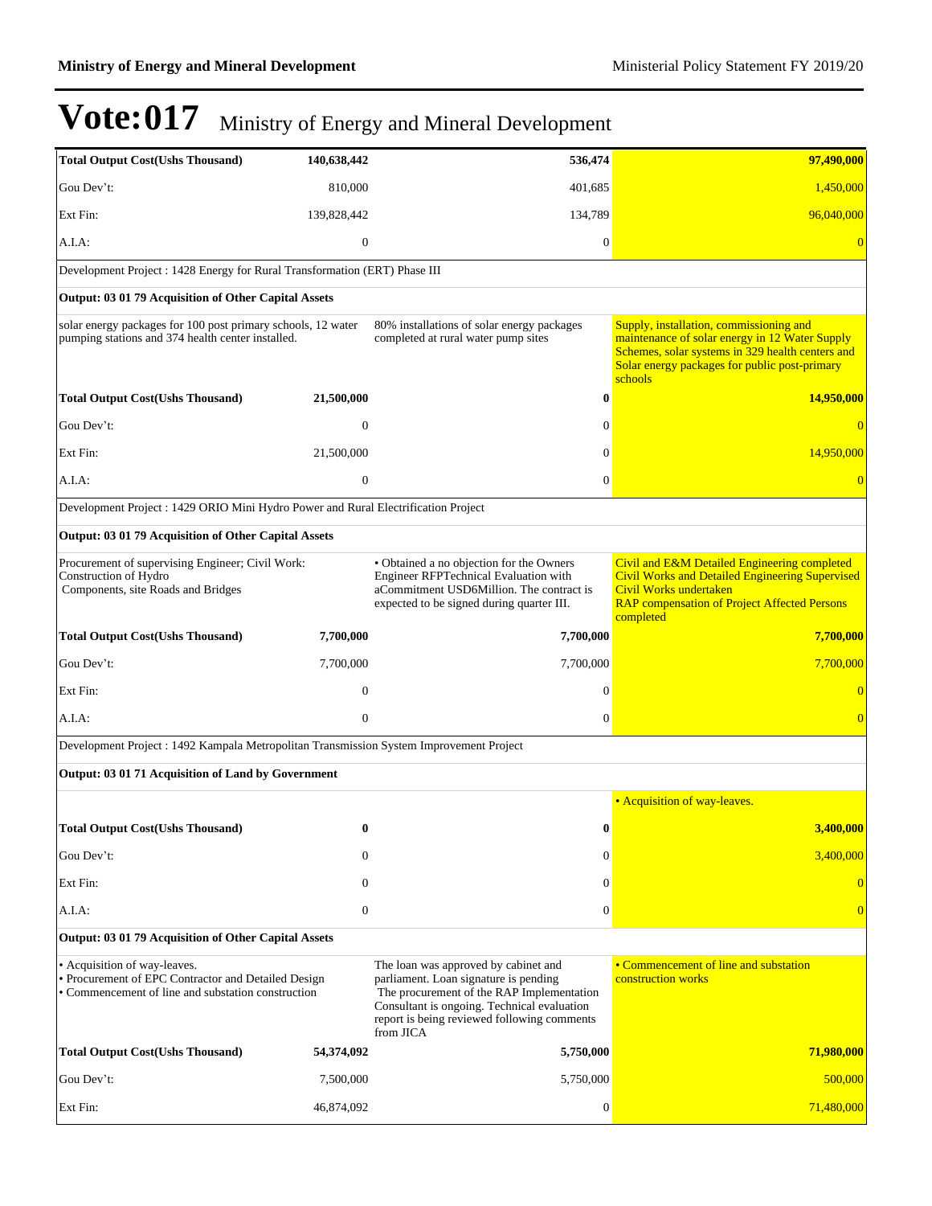# Vote:017 Ministry of Energy and Mineral Development

| | | | |
|---|---|---|---|
| **Total Output Cost(Ushs Thousand)** | **140,638,442** | **536,474** | **97,490,000** |
| Gou Dev't: | 810,000 | 401,685 | 1,450,000 |
| Ext Fin: | 139,828,442 | 134,789 | 96,040,000 |
| A.I.A: | 0 | 0 | 0 |
| Development Project : 1428 Energy for Rural Transformation (ERT) Phase III | | | |
| **Output: 03 01 79 Acquisition of Other Capital Assets** | | | |
| solar energy packages for 100 post primary schools, 12 water pumping stations and 374 health center installed. | | 80% installations of solar energy packages completed at rural water pump sites | Supply, installation, commissioning and maintenance of solar energy in 12 Water Supply Schemes, solar systems in 329 health centers and Solar energy packages for public post-primary schools |
| **Total Output Cost(Ushs Thousand)** | **21,500,000** | **0** | **14,950,000** |
| Gou Dev't: | 0 | 0 | 0 |
| Ext Fin: | 21,500,000 | 0 | 14,950,000 |
| A.I.A: | 0 | 0 | 0 |
| Development Project : 1429 ORIO Mini Hydro Power and Rural Electrification Project | | | |
| **Output: 03 01 79 Acquisition of Other Capital Assets** | | | |
| Procurement of supervising Engineer; Civil Work: Construction of Hydro Components, site Roads and Bridges | | • Obtained a no objection for the Owners Engineer RFPTechnical Evaluation with aCommitment USD6Million. The contract is expected to be signed during quarter III. | Civil and E&M Detailed Engineering completed<br>Civil Works and Detailed Engineering Supervised<br>Civil Works undertaken<br>RAP compensation of Project Affected Persons completed |
| **Total Output Cost(Ushs Thousand)** | **7,700,000** | **7,700,000** | **7,700,000** |
| Gou Dev't: | 7,700,000 | 7,700,000 | 7,700,000 |
| Ext Fin: | 0 | 0 | 0 |
| A.I.A: | 0 | 0 | 0 |
| Development Project : 1492 Kampala Metropolitan Transmission System Improvement Project | | | |
| **Output: 03 01 71 Acquisition of Land by Government** | | | |
| | | | • Acquisition of way-leaves. |
| **Total Output Cost(Ushs Thousand)** | **0** | **0** | **3,400,000** |
| Gou Dev't: | 0 | 0 | 3,400,000 |
| Ext Fin: | 0 | 0 | 0 |
| A.I.A: | 0 | 0 | 0 |
| **Output: 03 01 79 Acquisition of Other Capital Assets** | | | |
| • Acquisition of way-leaves.<br>• Procurement of EPC Contractor and Detailed Design<br>• Commencement of line and substation construction | | The loan was approved by cabinet and parliament. Loan signature is pending<br>The procurement of the RAP Implementation Consultant is ongoing. Technical evaluation report is being reviewed following comments from JICA | • Commencement of line and substation construction works |
| **Total Output Cost(Ushs Thousand)** | **54,374,092** | **5,750,000** | **71,980,000** |
| Gou Dev't: | 7,500,000 | 5,750,000 | 500,000 |
| Ext Fin: | 46,874,092 | 0 | 71,480,000 |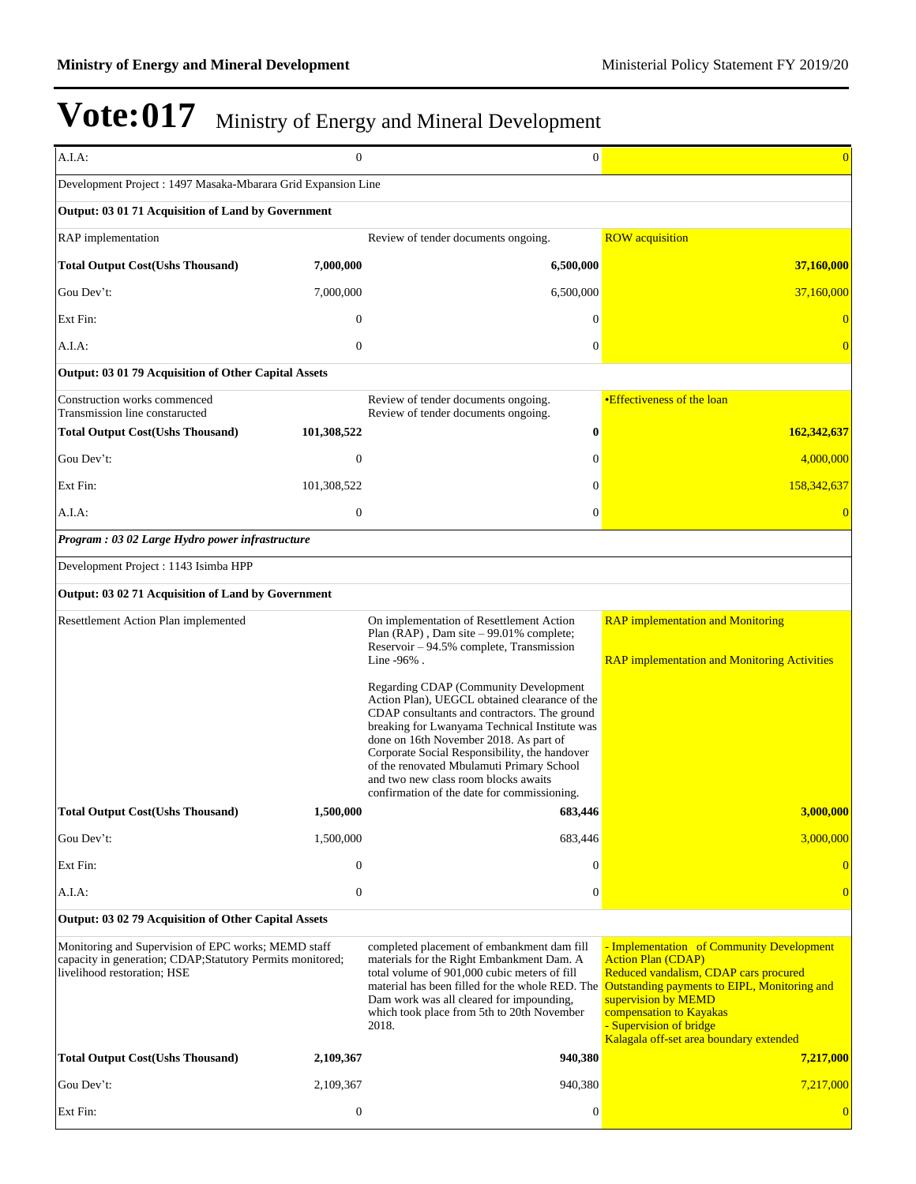# Vote:017 Ministry of Energy and Mineral Development

| | | | |
|---|---|---|---|
| A.I.A: | 0 | 0 | 0 |
| Development Project : 1497 Masaka-Mbarara Grid Expansion Line | | | |
| **Output: 03 01 71 Acquisition of Land by Government** | | | |
| RAP implementation | | Review of tender documents ongoing. | ROW acquisition |
| **Total Output Cost(Ushs Thousand)** | **7,000,000** | **6,500,000** | **37,160,000** |
| Gou Dev't: | 7,000,000 | 6,500,000 | 37,160,000 |
| Ext Fin: | 0 | 0 | 0 |
| A.I.A: | 0 | 0 | 0 |
| **Output: 03 01 79 Acquisition of Other Capital Assets** | | | |
| Construction works commenced<br>Transmission line constaructed | | Review of tender documents ongoing.<br>Review of tender documents ongoing. | •Effectiveness of the loan |
| **Total Output Cost(Ushs Thousand)** | **101,308,522** | **0** | **162,342,637** |
| Gou Dev't: | 0 | 0 | 4,000,000 |
| Ext Fin: | 101,308,522 | 0 | 158,342,637 |
| A.I.A: | 0 | 0 | 0 |
| ***Program : 03 02 Large Hydro power infrastructure*** | | | |
| Development Project : 1143 Isimba HPP | | | |
| **Output: 03 02 71 Acquisition of Land by Government** | | | |
| Resettlement Action Plan implemented | | On implementation of Resettlement Action Plan (RAP) , Dam site – 99.01% complete; Reservoir – 94.5% complete, Transmission Line -96% .<br><br>Regarding CDAP (Community Development Action Plan), UEGCL obtained clearance of the CDAP consultants and contractors. The ground breaking for Lwanyama Technical Institute was done on 16th November 2018. As part of Corporate Social Responsibility, the handover of the renovated Mbulamuti Primary School and two new class room blocks awaits confirmation of the date for commissioning. | RAP implementation and Monitoring<br><br>RAP implementation and Monitoring Activities |
| **Total Output Cost(Ushs Thousand)** | **1,500,000** | **683,446** | **3,000,000** |
| Gou Dev't: | 1,500,000 | 683,446 | 3,000,000 |
| Ext Fin: | 0 | 0 | 0 |
| A.I.A: | 0 | 0 | 0 |
| **Output: 03 02 79 Acquisition of Other Capital Assets** | | | |
| Monitoring and Supervision of EPC works; MEMD staff capacity in generation; CDAP;Statutory Permits monitored; livelihood restoration; HSE | | completed placement of embankment dam fill materials for the Right Embankment Dam. A total volume of 901,000 cubic meters of fill material has been filled for the whole RED. The Dam work was all cleared for impounding, which took place from 5th to 20th November 2018. | - Implementation of Community Development Action Plan (CDAP)<br>Reduced vandalism, CDAP cars procured<br>Outstanding payments to EIPL, Monitoring and supervision by MEMD<br>compensation to Kayakas<br>- Supervision of bridge<br>Kalagala off-set area boundary extended |
| **Total Output Cost(Ushs Thousand)** | **2,109,367** | **940,380** | **7,217,000** |
| Gou Dev't: | 2,109,367 | 940,380 | 7,217,000 |
| Ext Fin: | 0 | 0 | 0 |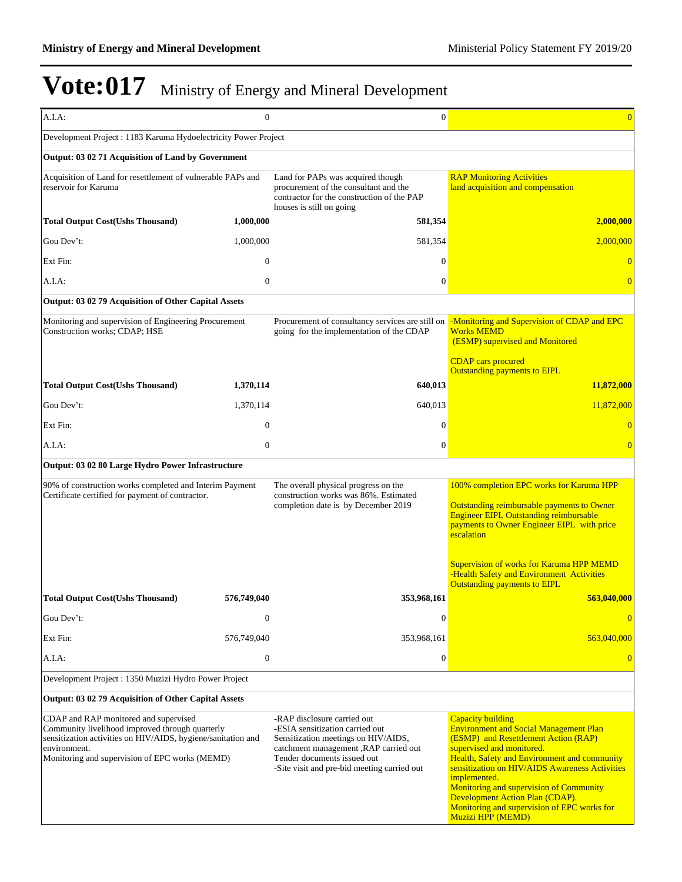# Vote:017 Ministry of Energy and Mineral Development

| | | | |
|---|---|---|---|
| A.I.A: | 0 | 0 | 0 |
| Development Project : 1183 Karuma Hydoelectricity Power Project | | | |
| **Output: 03 02 71 Acquisition of Land by Government** | | | |
| Acquisition of Land for resettlement of vulnerable PAPs and reservoir for Karuma | | Land for PAPs was acquired though procurement of the consultant and the contractor for the construction of the PAP houses is still on going | RAP Monitoring Activities<br>land acquisition and compensation |
| **Total Output Cost(Ushs Thousand)** | **1,000,000** | **581,354** | **2,000,000** |
| Gou Dev't: | 1,000,000 | 581,354 | 2,000,000 |
| Ext Fin: | 0 | 0 | 0 |
| A.I.A: | 0 | 0 | 0 |
| **Output: 03 02 79 Acquisition of Other Capital Assets** | | | |
| Monitoring and supervision of Engineering Procurement Construction works; CDAP; HSE | | Procurement of consultancy services are still on going for the implementation of the CDAP | -Monitoring and Supervision of CDAP and EPC Works MEMD<br>(ESMP) supervised and Monitored<br><br>CDAP cars procured<br>Outstanding payments to EIPL |
| **Total Output Cost(Ushs Thousand)** | **1,370,114** | **640,013** | **11,872,000** |
| Gou Dev't: | 1,370,114 | 640,013 | 11,872,000 |
| Ext Fin: | 0 | 0 | 0 |
| A.I.A: | 0 | 0 | 0 |
| **Output: 03 02 80 Large Hydro Power Infrastructure** | | | |
| 90% of construction works completed and Interim Payment Certificate certified for payment of contractor. | | The overall physical progress on the construction works was 86%. Estimated completion date is by December 2019 | 100% completion EPC works for Karuma HPP<br><br>Outstanding reimbursable payments to Owner Engineer EIPL Outstanding reimbursable payments to Owner Engineer EIPL with price escalation<br><br>Supervision of works for Karuma HPP MEMD<br>-Health Safety and Environment Activities<br>Outstanding payments to EIPL |
| **Total Output Cost(Ushs Thousand)** | **576,749,040** | **353,968,161** | **563,040,000** |
| Gou Dev't: | 0 | 0 | 0 |
| Ext Fin: | 576,749,040 | 353,968,161 | 563,040,000 |
| A.I.A: | 0 | 0 | 0 |
| Development Project : 1350 Muzizi Hydro Power Project | | | |
| **Output: 03 02 79 Acquisition of Other Capital Assets** | | | |
| CDAP and RAP monitored and supervised<br>Community livelihood improved through quarterly sensitization activities on HIV/AIDS, hygiene/sanitation and environment.<br>Monitoring and supervision of EPC works (MEMD) | | -RAP disclosure carried out<br>-ESIA sensitization carried out<br>Sensitization meetings on HIV/AIDS, catchment management ,RAP carried out<br>Tender documents issued out<br>-Site visit and pre-bid meeting carried out | Capacity building<br>Environment and Social Management Plan (ESMP) and Resettlement Action (RAP) supervised and monitored.<br>Health, Safety and Environment and community sensitization on HIV/AIDS Awareness Activities implemented.<br>Monitoring and supervision of Community Development Action Plan (CDAP).<br>Monitoring and supervision of EPC works for Muzizi HPP (MEMD) |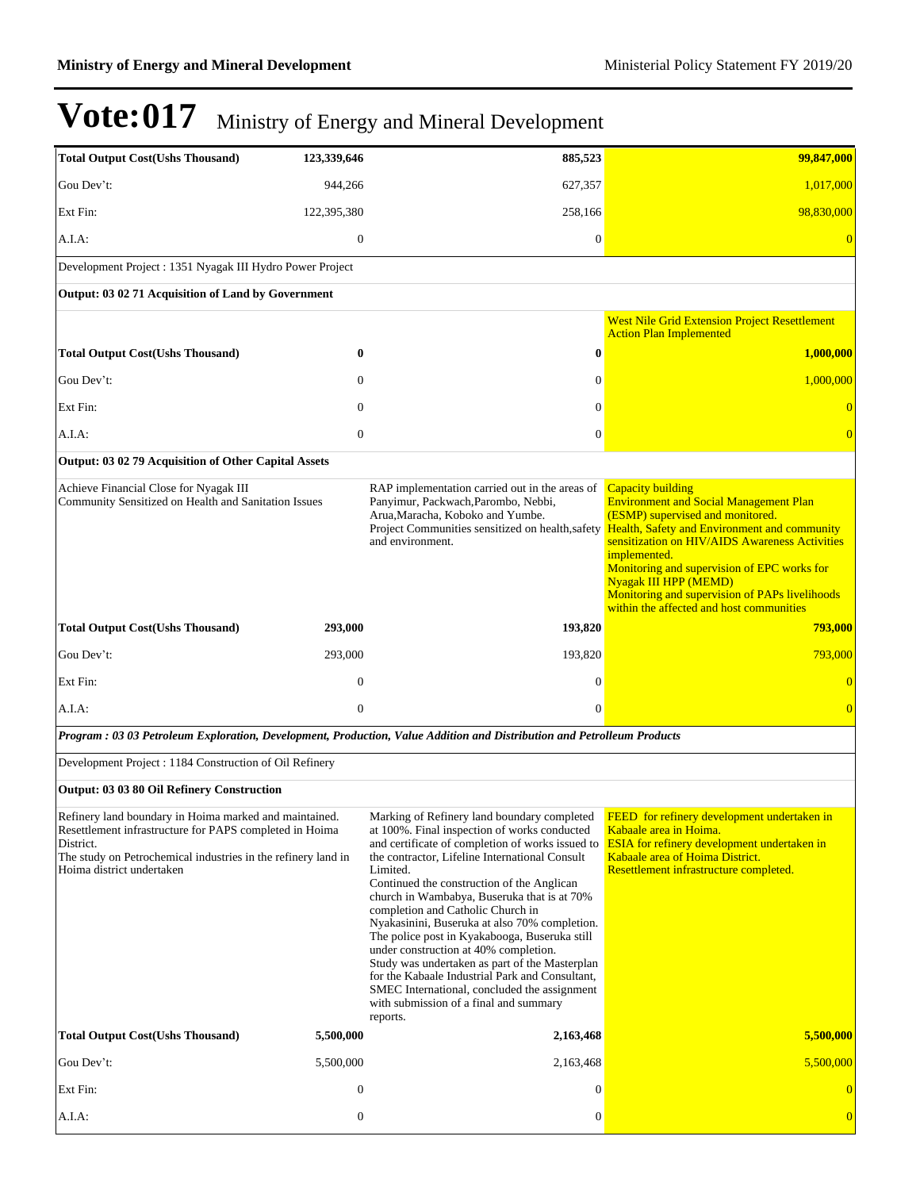# Vote:017 Ministry of Energy and Mineral Development

| | | | |
|---|---|---|---|
| **Total Output Cost(Ushs Thousand)** | **123,339,646** | **885,523** | **99,847,000** |
| Gou Dev't: | 944,266 | 627,357 | 1,017,000 |
| Ext Fin: | 122,395,380 | 258,166 | 98,830,000 |
| A.I.A: | 0 | 0 | 0 |
| Development Project : 1351 Nyagak III Hydro Power Project | | | |
| **Output: 03 02 71 Acquisition of Land by Government** | | | |
| | | | West Nile Grid Extension Project Resettlement Action Plan Implemented |
| **Total Output Cost(Ushs Thousand)** | **0** | **0** | **1,000,000** |
| Gou Dev't: | 0 | 0 | 1,000,000 |
| Ext Fin: | 0 | 0 | 0 |
| A.I.A: | 0 | 0 | 0 |
| **Output: 03 02 79 Acquisition of Other Capital Assets** | | | |
| Achieve Financial Close for Nyagak III<br>Community Sensitized on Health and Sanitation Issues | | RAP implementation carried out in the areas of Panyimur, Packwach,Parombo, Nebbi, Arua,Maracha, Koboko and Yumbe.<br>Project Communities sensitized on health,safety and environment. | Capacity building<br>Environment and Social Management Plan (ESMP) supervised and monitored.<br>Health, Safety and Environment and community sensitization on HIV/AIDS Awareness Activities implemented.<br>Monitoring and supervision of EPC works for Nyagak III HPP (MEMD)<br>Monitoring and supervision of PAPs livelihoods within the affected and host communities |
| **Total Output Cost(Ushs Thousand)** | **293,000** | **193,820** | **793,000** |
| Gou Dev't: | 293,000 | 193,820 | 793,000 |
| Ext Fin: | 0 | 0 | 0 |
| A.I.A: | 0 | 0 | 0 |
| ***Program : 03 03 Petroleum Exploration, Development, Production, Value Addition and Distribution and Petrolleum Products*** | | | |
| Development Project : 1184 Construction of Oil Refinery | | | |
| **Output: 03 03 80 Oil Refinery Construction** | | | |
| Refinery land boundary in Hoima marked and maintained.<br>Resettlement infrastructure for PAPS completed in Hoima District.<br>The study on Petrochemical industries in the refinery land in Hoima district undertaken | | Marking of Refinery land boundary completed at 100%. Final inspection of works conducted and certificate of completion of works issued to the contractor, Lifeline International Consult Limited.<br>Continued the construction of the Anglican church in Wambabya, Buseruka that is at 70% completion and Catholic Church in Nyakasinini, Buseruka at also 70% completion. The police post in Kyakabooga, Buseruka still under construction at 40% completion.<br>Study was undertaken as part of the Masterplan for the Kabaale Industrial Park and Consultant, SMEC International, concluded the assignment with submission of a final and summary reports. | FEED for refinery development undertaken in Kabaale area in Hoima.<br>ESIA for refinery development undertaken in Kabaale area of Hoima District.<br>Resettlement infrastructure completed. |
| **Total Output Cost(Ushs Thousand)** | **5,500,000** | **2,163,468** | **5,500,000** |
| Gou Dev't: | 5,500,000 | 2,163,468 | 5,500,000 |
| Ext Fin: | 0 | 0 | 0 |
| A.I.A: | 0 | 0 | 0 |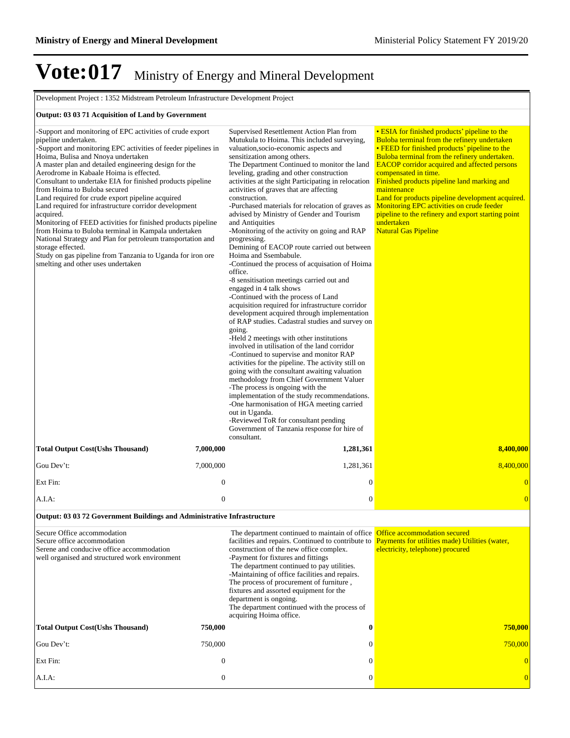# Vote:017 Ministry of Energy and Mineral Development

Development Project : 1352 Midstream Petroleum Infrastructure Development Project

**Output: 03 03 71 Acquisition of Land by Government**

| | | | |
|---|---|---|---|
| -Support and monitoring of EPC activities of crude export pipeline undertaken.<br>-Support and monitoring EPC activities of feeder pipelines in Hoima, Bulisa and Nnoya undertaken<br>A master plan and detailed engineering design for the Aerodrome in Kabaale Hoima is effected.<br>Consultant to undertake EIA for finished products pipeline from Hoima to Buloba secured<br>Land required for crude export pipeline acquired<br>Land required for infrastructure corridor development acquired.<br>Monitoring of FEED activities for finished products pipeline from Hoima to Buloba terminal in Kampala undertaken<br>National Strategy and Plan for petroleum transportation and storage effected.<br>Study on gas pipeline from Tanzania to Uganda for iron ore smelting and other uses undertaken | | Supervised Resettlement Action Plan from Mutukula to Hoima. This included surveying, valuation,socio-economic aspects and sensitization among others.<br>The Department Continued to monitor the land leveling, grading and other construction activities at the sight Participating in relocation activities of graves that are affecting construction.<br>-Purchased materials for relocation of graves as advised by Ministry of Gender and Tourism and Antiquities<br>-Monitoring of the activity on going and RAP progressing.<br>Demining of EACOP route carried out between Hoima and Ssembabule.<br>-Continued the process of acquisation of Hoima office.<br>-8 sensitisation meetings carried out and engaged in 4 talk shows<br>-Continued with the process of Land acquisition required for infrastructure corridor development acquired through implementation of RAP studies. Cadastral studies and survey on going.<br>-Held 2 meetings with other institutions involved in utilisation of the land corridor<br>-Continued to supervise and monitor RAP activities for the pipeline. The activity still on going with the consultant awaiting valuation methodology from Chief Government Valuer<br>-The process is ongoing with the implementation of the study recommendations.<br>-One harmonisation of HGA meeting carried out in Uganda.<br>-Reviewed ToR for consultant pending Government of Tanzania response for hire of consultant. | • ESIA for finished products' pipeline to the Buloba terminal from the refinery undertaken<br>• FEED for finished products' pipeline to the Buloba terminal from the refinery undertaken.<br>EACOP corridor acquired and affected persons compensated in time.<br>Finished products pipeline land marking and maintenance<br>Land for products pipeline development acquired.<br>Monitoring EPC activities on crude feeder pipeline to the refinery and export starting point undertaken<br>Natural Gas Pipeline |
| **Total Output Cost(Ushs Thousand)** | **7,000,000** | **1,281,361** | **8,400,000** |
| Gou Dev't: | 7,000,000 | 1,281,361 | 8,400,000 |
| Ext Fin: | 0 | 0 | 0 |
| A.I.A: | 0 | 0 | 0 |

**Output: 03 03 72 Government Buildings and Administrative Infrastructure**

| | | | |
|---|---|---|---|
| Secure Office accommodation<br>Secure office accommodation<br>Serene and conducive office accommodation<br>well organised and structured work environment | | The department continued to maintain of office facilities and repairs. Continued to contribute to construction of the new office complex.<br>-Payment for fixtures and fittings<br>The department continued to pay utilities.<br>-Maintaining of office facilities and repairs.<br>The process of procurement of furniture , fixtures and assorted equipment for the department is ongoing.<br>The department continued with the process of acquiring Hoima office. | Office accommodation secured<br>Payments for utilities made) Utilities (water, electricity, telephone) procured |
| **Total Output Cost(Ushs Thousand)** | **750,000** | **0** | **750,000** |
| Gou Dev't: | 750,000 | 0 | 750,000 |
| Ext Fin: | 0 | 0 | 0 |
| A.I.A: | 0 | 0 | 0 |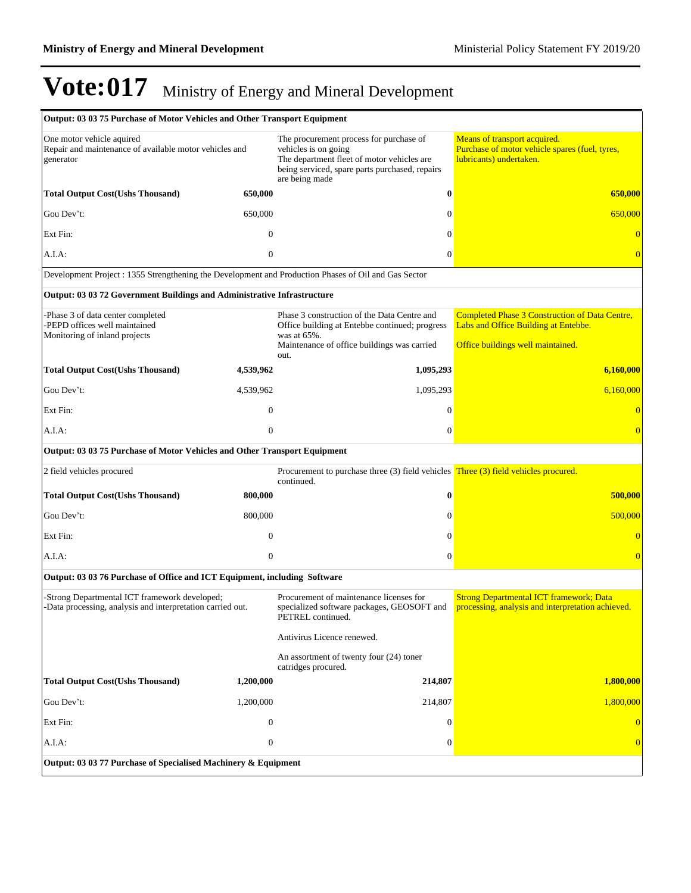# Vote:017 Ministry of Energy and Mineral Development

| Output: 03 03 75 Purchase of Motor Vehicles and Other Transport Equipment | | | |
|---|---|---|---|
| One motor vehicle aquired<br>Repair and maintenance of available motor vehicles and generator | | The procurement process for purchase of vehicles is on going<br>The department fleet of motor vehicles are being serviced, spare parts purchased, repairs are being made | Means of transport acquired.<br>Purchase of motor vehicle spares (fuel, tyres, lubricants) undertaken. |
| **Total Output Cost(Ushs Thousand)** | **650,000** | **0** | **650,000** |
| Gou Dev't: | 650,000 | 0 | 650,000 |
| Ext Fin: | 0 | 0 | 0 |
| A.I.A: | 0 | 0 | 0 |
| Development Project : 1355 Strengthening the Development and Production Phases of Oil and Gas Sector | | | |
| **Output: 03 03 72 Government Buildings and Administrative Infrastructure** | | | |
| -Phase 3 of data center completed<br>-PEPD offices well maintained<br>Monitoring of inland projects | | Phase 3 construction of the Data Centre and Office building at Entebbe continued; progress was at 65%.<br>Maintenance of office buildings was carried out. | Completed Phase 3 Construction of Data Centre, Labs and Office Building at Entebbe.<br><br>Office buildings well maintained. |
| **Total Output Cost(Ushs Thousand)** | **4,539,962** | **1,095,293** | **6,160,000** |
| Gou Dev't: | 4,539,962 | 1,095,293 | 6,160,000 |
| Ext Fin: | 0 | 0 | 0 |
| A.I.A: | 0 | 0 | 0 |
| **Output: 03 03 75 Purchase of Motor Vehicles and Other Transport Equipment** | | | |
| 2 field vehicles procured | | Procurement to purchase three (3) field vehicles continued. | Three (3) field vehicles procured. |
| **Total Output Cost(Ushs Thousand)** | **800,000** | **0** | **500,000** |
| Gou Dev't: | 800,000 | 0 | 500,000 |
| Ext Fin: | 0 | 0 | 0 |
| A.I.A: | 0 | 0 | 0 |
| **Output: 03 03 76 Purchase of Office and ICT Equipment, including Software** | | | |
| -Strong Departmental ICT framework developed;<br>-Data processing, analysis and interpretation carried out. | | Procurement of maintenance licenses for specialized software packages, GEOSOFT and PETREL continued.<br><br>Antivirus Licence renewed.<br><br>An assortment of twenty four (24) toner catridges procured. | Strong Departmental ICT framework; Data processing, analysis and interpretation achieved. |
| **Total Output Cost(Ushs Thousand)** | **1,200,000** | **214,807** | **1,800,000** |
| Gou Dev't: | 1,200,000 | 214,807 | 1,800,000 |
| Ext Fin: | 0 | 0 | 0 |
| A.I.A: | 0 | 0 | 0 |
| **Output: 03 03 77 Purchase of Specialised Machinery & Equipment** | | | |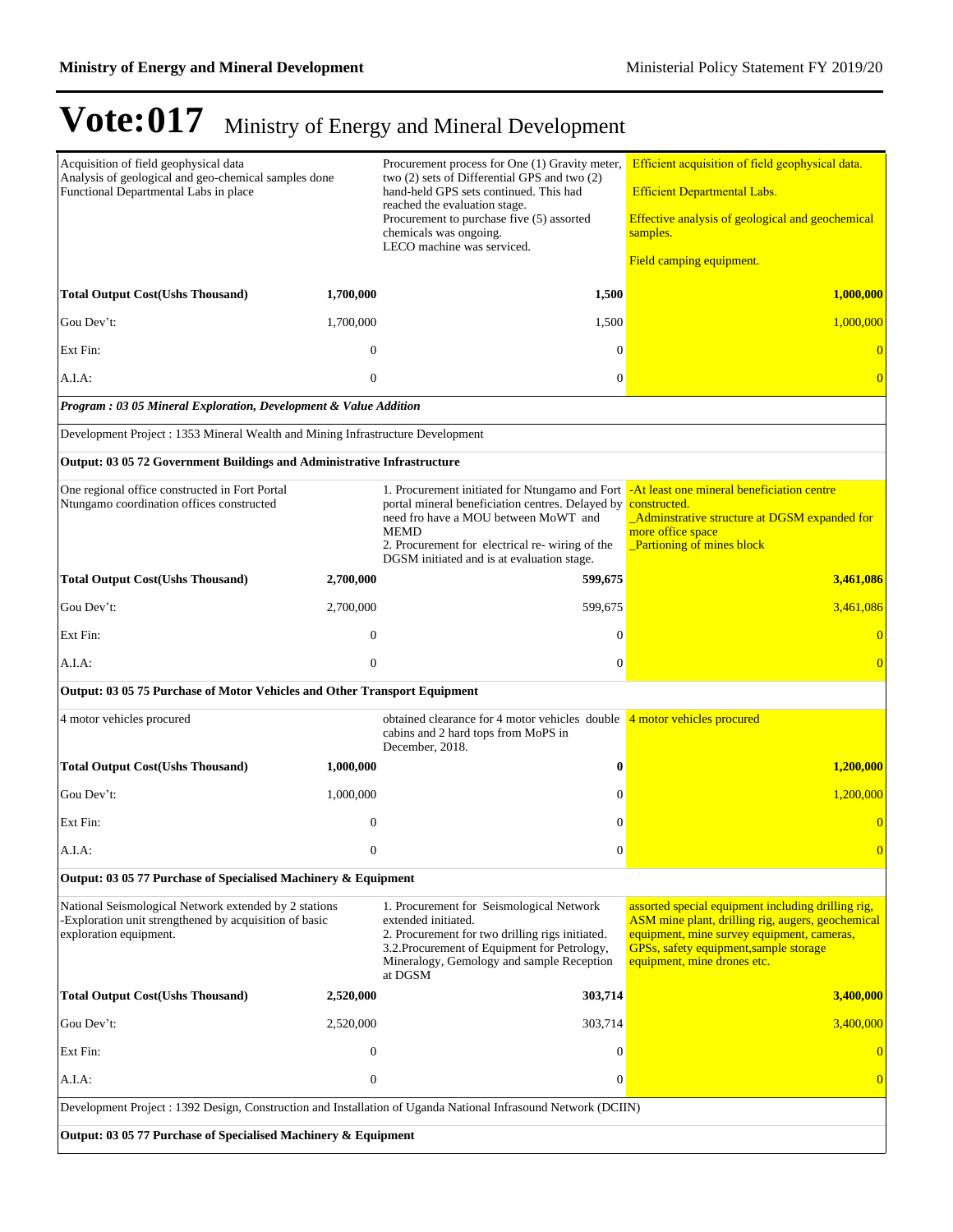# Vote:017 Ministry of Energy and Mineral Development

| | | | |
|---|---|---|---|
| Acquisition of field geophysical data<br>Analysis of geological and geo-chemical samples done<br>Functional Departmental Labs in place | | Procurement process for One (1) Gravity meter, two (2) sets of Differential GPS and two (2) hand-held GPS sets continued. This had reached the evaluation stage.<br>Procurement to purchase five (5) assorted chemicals was ongoing.<br>LECO machine was serviced. | Efficient acquisition of field geophysical data.<br><br>Efficient Departmental Labs.<br><br>Effective analysis of geological and geochemical samples.<br><br>Field camping equipment. |
| **Total Output Cost(Ushs Thousand)** | **1,700,000** | **1,500** | **1,000,000** |
| Gou Dev't: | 1,700,000 | 1,500 | 1,000,000 |
| Ext Fin: | 0 | 0 | 0 |
| A.I.A: | 0 | 0 | 0 |
| ***Program : 03 05 Mineral Exploration, Development & Value Addition*** | | | |
| Development Project : 1353 Mineral Wealth and Mining Infrastructure Development | | | |
| **Output: 03 05 72 Government Buildings and Administrative Infrastructure** | | | |
| One regional office constructed in Fort Portal<br>Ntungamo coordination offices constructed | | 1. Procurement initiated for Ntungamo and Fort portal mineral beneficiation centres. Delayed by need fro have a MOU between MoWT and MEMD<br>2. Procurement for electrical re- wiring of the DGSM initiated and is at evaluation stage. | -At least one mineral beneficiation centre constructed.<br>_Adminstrative structure at DGSM expanded for more office space<br>_Partioning of mines block |
| **Total Output Cost(Ushs Thousand)** | **2,700,000** | **599,675** | **3,461,086** |
| Gou Dev't: | 2,700,000 | 599,675 | 3,461,086 |
| Ext Fin: | 0 | 0 | 0 |
| A.I.A: | 0 | 0 | 0 |
| **Output: 03 05 75 Purchase of Motor Vehicles and Other Transport Equipment** | | | |
| 4 motor vehicles procured | | obtained clearance for 4 motor vehicles double cabins and 2 hard tops from MoPS in December, 2018. | 4 motor vehicles procured |
| **Total Output Cost(Ushs Thousand)** | **1,000,000** | **0** | **1,200,000** |
| Gou Dev't: | 1,000,000 | 0 | 1,200,000 |
| Ext Fin: | 0 | 0 | 0 |
| A.I.A: | 0 | 0 | 0 |
| **Output: 03 05 77 Purchase of Specialised Machinery & Equipment** | | | |
| National Seismological Network extended by 2 stations<br>-Exploration unit strengthened by acquisition of basic exploration equipment. | | 1. Procurement for Seismological Network extended initiated.<br>2. Procurement for two drilling rigs initiated.<br>3.2.Procurement of Equipment for Petrology, Mineralogy, Gemology and sample Reception at DGSM | assorted special equipment including drilling rig, ASM mine plant, drilling rig, augers, geochemical equipment, mine survey equipment, cameras, GPSs, safety equipment,sample storage equipment, mine drones etc. |
| **Total Output Cost(Ushs Thousand)** | **2,520,000** | **303,714** | **3,400,000** |
| Gou Dev't: | 2,520,000 | 303,714 | 3,400,000 |
| Ext Fin: | 0 | 0 | 0 |
| A.I.A: | 0 | 0 | 0 |
| Development Project : 1392 Design, Construction and Installation of Uganda National Infrasound Network (DCIIN) | | | |
| **Output: 03 05 77 Purchase of Specialised Machinery & Equipment** | | | |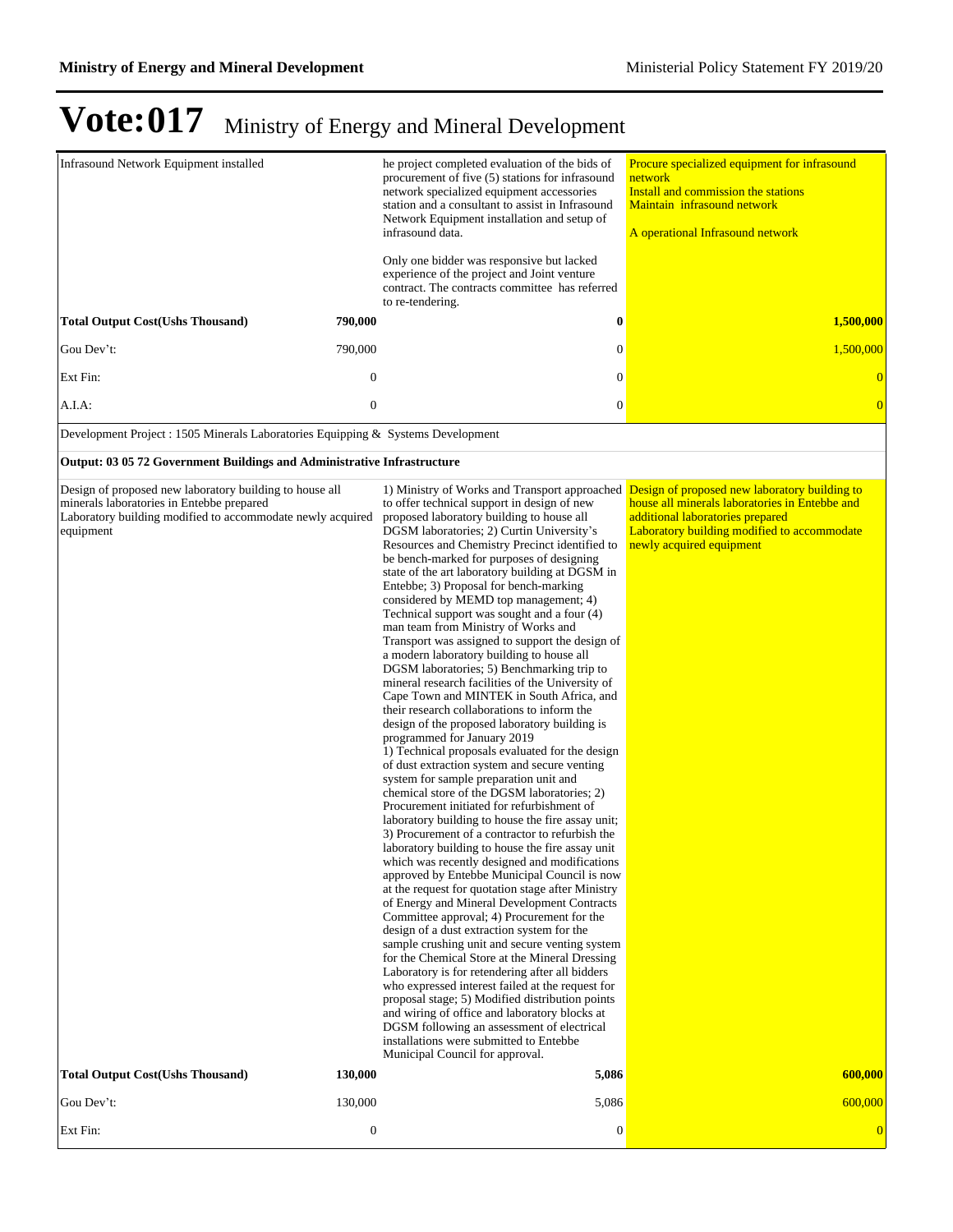# Vote:017 Ministry of Energy and Mineral Development

| | | | |
|---|---|---|---|
| Infrasound Network Equipment installed | | he project completed evaluation of the bids of procurement of five (5) stations for infrasound network specialized equipment accessories station and a consultant to assist in Infrasound Network Equipment installation and setup of infrasound data.<br><br>Only one bidder was responsive but lacked experience of the project and Joint venture contract. The contracts committee has referred to re-tendering. | Procure specialized equipment for infrasound network<br>Install and commission the stations<br>Maintain infrasound network<br><br>A operational Infrasound network |
| **Total Output Cost(Ushs Thousand)** | **790,000** | **0** | **1,500,000** |
| Gou Dev't: | 790,000 | 0 | 1,500,000 |
| Ext Fin: | 0 | 0 | 0 |
| A.I.A: | 0 | 0 | 0 |

Development Project : 1505 Minerals Laboratories Equipping & Systems Development

**Output: 03 05 72 Government Buildings and Administrative Infrastructure**

| | | | |
|---|---|---|---|
| Design of proposed new laboratory building to house all minerals laboratories in Entebbe prepared<br>Laboratory building modified to accommodate newly acquired equipment | | 1) Ministry of Works and Transport approached to offer technical support in design of new proposed laboratory building to house all DGSM laboratories; 2) Curtin University's Resources and Chemistry Precinct identified to be bench-marked for purposes of designing state of the art laboratory building at DGSM in Entebbe; 3) Proposal for bench-marking considered by MEMD top management; 4) Technical support was sought and a four (4) man team from Ministry of Works and Transport was assigned to support the design of a modern laboratory building to house all DGSM laboratories; 5) Benchmarking trip to mineral research facilities of the University of Cape Town and MINTEK in South Africa, and their research collaborations to inform the design of the proposed laboratory building is programmed for January 2019<br>1) Technical proposals evaluated for the design of dust extraction system and secure venting system for sample preparation unit and chemical store of the DGSM laboratories; 2) Procurement initiated for refurbishment of laboratory building to house the fire assay unit; 3) Procurement of a contractor to refurbish the laboratory building to house the fire assay unit which was recently designed and modifications approved by Entebbe Municipal Council is now at the request for quotation stage after Ministry of Energy and Mineral Development Contracts Committee approval; 4) Procurement for the design of a dust extraction system for the sample crushing unit and secure venting system for the Chemical Store at the Mineral Dressing Laboratory is for retendering after all bidders who expressed interest failed at the request for proposal stage; 5) Modified distribution points and wiring of office and laboratory blocks at DGSM following an assessment of electrical installations were submitted to Entebbe Municipal Council for approval. | Design of proposed new laboratory building to house all minerals laboratories in Entebbe and additional laboratories prepared<br>Laboratory building modified to accommodate newly acquired equipment |
| **Total Output Cost(Ushs Thousand)** | **130,000** | **5,086** | **600,000** |
| Gou Dev't: | 130,000 | 5,086 | 600,000 |
| Ext Fin: | 0 | 0 | 0 |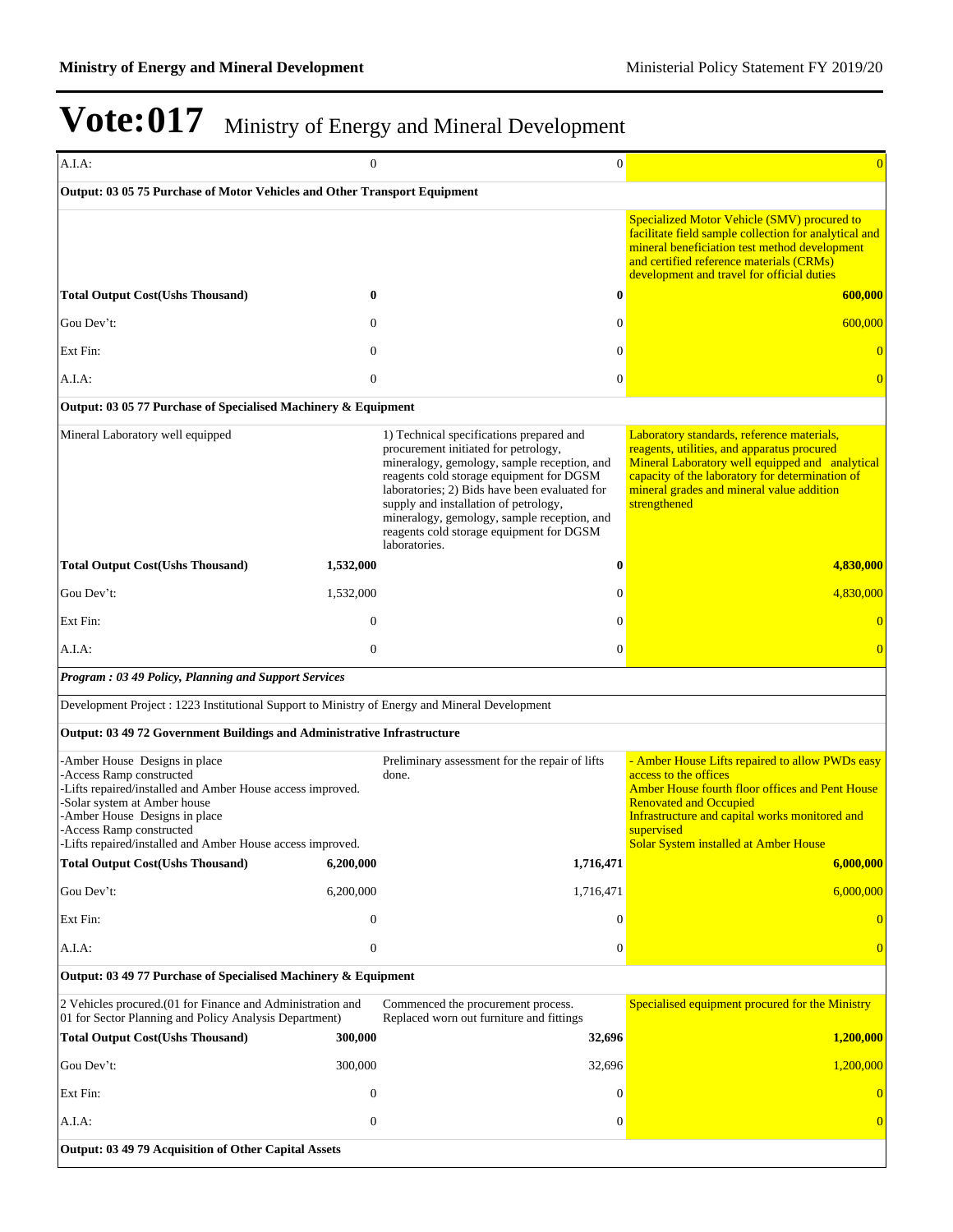# Vote:017 Ministry of Energy and Minister Development

| | | | |
|---|---|---|---|
| A.I.A: | 0 | 0 | 0 |
| **Output: 03 05 75 Purchase of Motor Vehicles and Other Transport Equipment** | | | |
| | | | Specialized Motor Vehicle (SMV) procured to facilitate field sample collection for analytical and mineral beneficiation test method development and certified reference materials (CRMs) development and travel for official duties |
| **Total Output Cost(Ushs Thousand)** | **0** | **0** | **600,000** |
| Gou Dev't: | 0 | 0 | 600,000 |
| Ext Fin: | 0 | 0 | 0 |
| A.I.A: | 0 | 0 | 0 |
| **Output: 03 05 77 Purchase of Specialised Machinery & Equipment** | | | |
| Mineral Laboratory well equipped | | 1) Technical specifications prepared and procurement initiated for petrology, mineralogy, gemology, sample reception, and reagents cold storage equipment for DGSM laboratories; 2) Bids have been evaluated for supply and installation of petrology, mineralogy, gemology, sample reception, and reagents cold storage equipment for DGSM laboratories. | Laboratory standards, reference materials, reagents, utilities, and apparatus procured Mineral Laboratory well equipped and analytical capacity of the laboratory for determination of mineral grades and mineral value addition strengthened |
| **Total Output Cost(Ushs Thousand)** | **1,532,000** | **0** | **4,830,000** |
| Gou Dev't: | 1,532,000 | 0 | 4,830,000 |
| Ext Fin: | 0 | 0 | 0 |
| A.I.A: | 0 | 0 | 0 |
| ***Program : 03 49 Policy, Planning and Support Services*** | | | |
| Development Project : 1223 Institutional Support to Ministry of Energy and Mineral Development | | | |
| **Output: 03 49 72 Government Buildings and Administrative Infrastructure** | | | |
| -Amber House Designs in place<br>-Access Ramp constructed<br>-Lifts repaired/installed and Amber House access improved.<br>-Solar system at Amber house<br>-Amber House Designs in place<br>-Access Ramp constructed<br>-Lifts repaired/installed and Amber House access improved. | | Preliminary assessment for the repair of lifts done. | - Amber House Lifts repaired to allow PWDs easy access to the offices<br>Amber House fourth floor offices and Pent House Renovated and Occupied<br>Infrastructure and capital works monitored and supervised<br>Solar System installed at Amber House |
| **Total Output Cost(Ushs Thousand)** | **6,200,000** | **1,716,471** | **6,000,000** |
| Gou Dev't: | 6,200,000 | 1,716,471 | 6,000,000 |
| Ext Fin: | 0 | 0 | 0 |
| A.I.A: | 0 | 0 | 0 |
| **Output: 03 49 77 Purchase of Specialised Machinery & Equipment** | | | |
| 2 Vehicles procured.(01 for Finance and Administration and 01 for Sector Planning and Policy Analysis Department) | | Commenced the procurement process.<br>Replaced worn out furniture and fittings | Specialised equipment procured for the Ministry |
| **Total Output Cost(Ushs Thousand)** | **300,000** | **32,696** | **1,200,000** |
| Gou Dev't: | 300,000 | 32,696 | 1,200,000 |
| Ext Fin: | 0 | 0 | 0 |
| A.I.A: | 0 | 0 | 0 |
| **Output: 03 49 79 Acquisition of Other Capital Assets** | | | |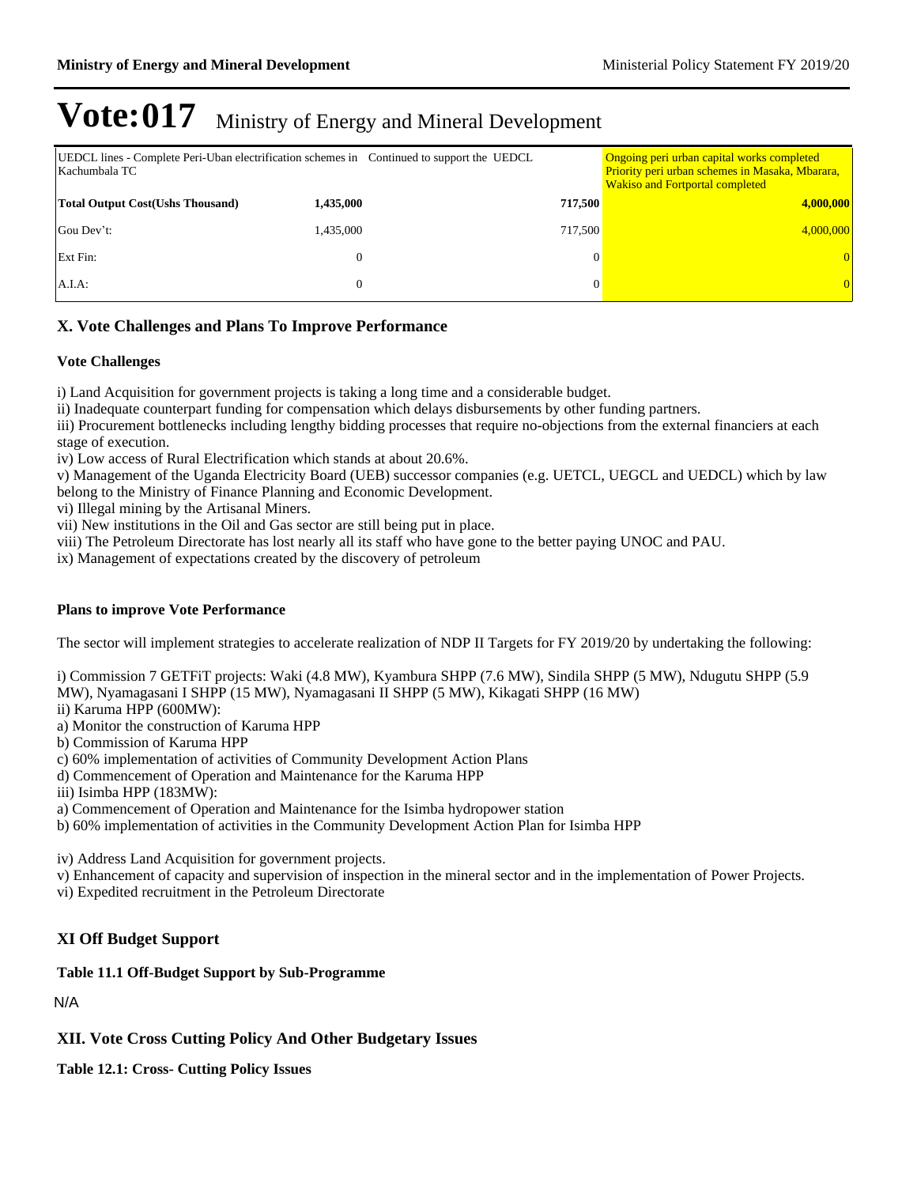# Vote:017 Ministry of Energy and Mineral Development

| UEDCL lines - Complete Peri-Uban electrification schemes in Kachumbala TC | | Continued to support the UEDCL | Ongoing peri urban capital works completed Priority peri urban schemes in Masaka, Mbarara, Wakiso and Fortportal completed |
|---|---|---|---|
| **Total Output Cost(Ushs Thousand)** | **1,435,000** | **717,500** | **4,000,000** |
| Gou Dev't: | 1,435,000 | 717,500 | 4,000,000 |
| Ext Fin: | 0 | 0 | 0 |
| A.I.A: | 0 | 0 | 0 |

## X. Vote Challenges and Plans To Improve Performance

### Vote Challenges

i) Land Acquisition for government projects is taking a long time and a considerable budget.
ii) Inadequate counterpart funding for compensation which delays disbursements by other funding partners.
iii) Procurement bottlenecks including lengthy bidding processes that require no-objections from the external financiers at each stage of execution.
iv) Low access of Rural Electrification which stands at about 20.6%.
v) Management of the Uganda Electricity Board (UEB) successor companies (e.g. UETCL, UEGCL and UEDCL) which by law belong to the Ministry of Finance Planning and Economic Development.
vi) Illegal mining by the Artisanal Miners.
vii) New institutions in the Oil and Gas sector are still being put in place.
viii) The Petroleum Directorate has lost nearly all its staff who have gone to the better paying UNOC and PAU.
ix) Management of expectations created by the discovery of petroleum

### Plans to improve Vote Performance

The sector will implement strategies to accelerate realization of NDP II Targets for FY 2019/20 by undertaking the following:

i) Commission 7 GETFiT projects: Waki (4.8 MW), Kyambura SHPP (7.6 MW), Sindila SHPP (5 MW), Ndugutu SHPP (5.9 MW), Nyamagasani I SHPP (15 MW), Nyamagasani II SHPP (5 MW), Kikagati SHPP (16 MW)
ii) Karuma HPP (600MW):
a) Monitor the construction of Karuma HPP
b) Commission of Karuma HPP
c) 60% implementation of activities of Community Development Action Plans
d) Commencement of Operation and Maintenance for the Karuma HPP
iii) Isimba HPP (183MW):
a) Commencement of Operation and Maintenance for the Isimba hydropower station
b) 60% implementation of activities in the Community Development Action Plan for Isimba HPP

iv) Address Land Acquisition for government projects.
v) Enhancement of capacity and supervision of inspection in the mineral sector and in the implementation of Power Projects.
vi) Expedited recruitment in the Petroleum Directorate

## XI Off Budget Support

### Table 11.1 Off-Budget Support by Sub-Programme

N/A

## XII. Vote Cross Cutting Policy And Other Budgetary Issues

### Table 12.1: Cross- Cutting Policy Issues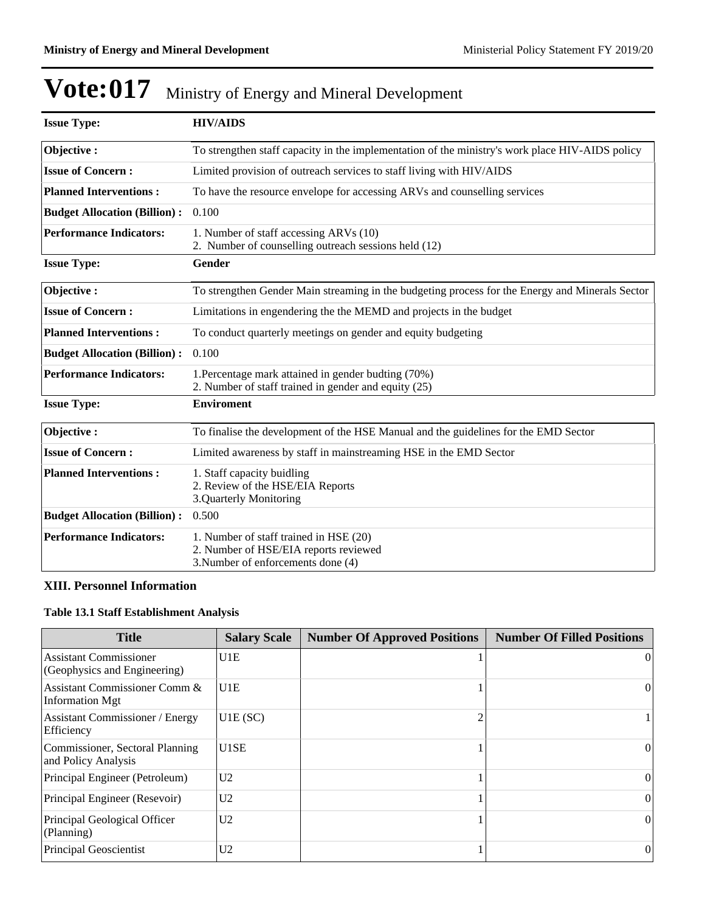# Vote:017 Ministry of Energy and Mineral Development

| Issue Type: | HIV/AIDS |
|---|---|
| Objective : | To strengthen staff capacity in the implementation of the ministry's work place HIV-AIDS policy |
| Issue of Concern : | Limited provision of outreach services to staff living with HIV/AIDS |
| Planned Interventions : | To have the resource envelope for accessing ARVs and counselling services |
| Budget Allocation (Billion) : | 0.100 |
| Performance Indicators: | 1. Number of staff accessing ARVs (10)<br>2. Number of counselling outreach sessions held (12) |

| Issue Type: | Gender |
|---|---|
| Objective : | To strengthen Gender Main streaming in the budgeting process for the Energy and Minerals Sector |
| Issue of Concern : | Limitations in engendering the the MEMD and projects in the budget |
| Planned Interventions : | To conduct quarterly meetings on gender and equity budgeting |
| Budget Allocation (Billion) : | 0.100 |
| Performance Indicators: | 1.Percentage mark attained in gender budting (70%)<br>2. Number of staff trained in gender and equity (25) |

| Issue Type: | Enviroment |
|---|---|
| Objective : | To finalise the development of the HSE Manual and the guidelines for the EMD Sector |
| Issue of Concern : | Limited awareness by staff in mainstreaming HSE in the EMD Sector |
| Planned Interventions : | 1. Staff capacity buidling<br>2. Review of the HSE/EIA Reports<br>3.Quarterly Monitoring |
| Budget Allocation (Billion) : | 0.500 |
| Performance Indicators: | 1. Number of staff trained in HSE (20)<br>2. Number of HSE/EIA reports reviewed<br>3.Number of enforcements done (4) |

## XIII. Personnel Information

### Table 13.1 Staff Establishment Analysis

| Title | Salary Scale | Number Of Approved Positions | Number Of Filled Positions |
|---|---|---|---|
| Assistant Commissioner (Geophysics and Engineering) | U1E | 1 | 0 |
| Assistant Commissioner Comm & Information Mgt | U1E | 1 | 0 |
| Assistant Commissioner / Energy Efficiency | U1E (SC) | 2 | 1 |
| Commissioner, Sectoral Planning and Policy Analysis | U1SE | 1 | 0 |
| Principal Engineer (Petroleum) | U2 | 1 | 0 |
| Principal Engineer (Resevoir) | U2 | 1 | 0 |
| Principal Geological Officer (Planning) | U2 | 1 | 0 |
| Principal Geoscientist | U2 | 1 | 0 |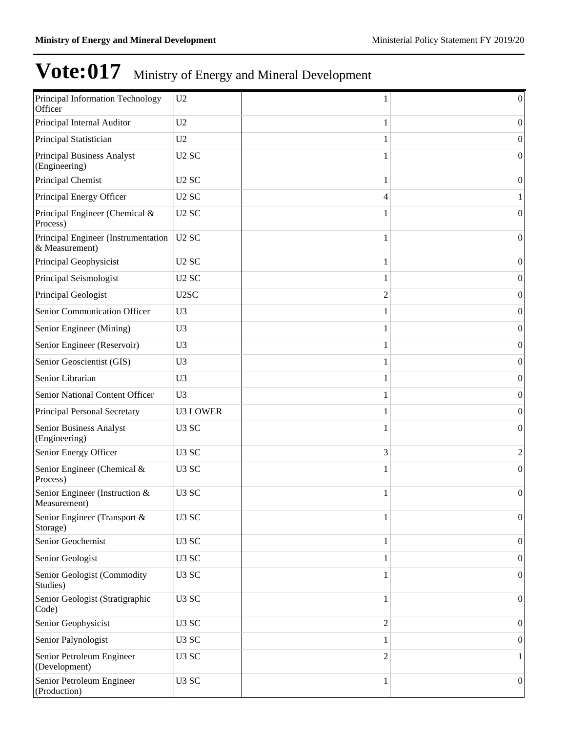# Vote:017 Ministry of Energy and Mineral Development

| | | | |
|---|---|---|---|
| Principal Information Technology Officer | U2 | 1 | 0 |
| Principal Internal Auditor | U2 | 1 | 0 |
| Principal Statistician | U2 | 1 | 0 |
| Principal Business Analyst (Engineering) | U2 SC | 1 | 0 |
| Principal Chemist | U2 SC | 1 | 0 |
| Principal Energy Officer | U2 SC | 4 | 1 |
| Principal Engineer (Chemical & Process) | U2 SC | 1 | 0 |
| Principal Engineer (Instrumentation & Measurement) | U2 SC | 1 | 0 |
| Principal Geophysicist | U2 SC | 1 | 0 |
| Principal Seismologist | U2 SC | 1 | 0 |
| Principal Geologist | U2SC | 2 | 0 |
| Senior Communication Officer | U3 | 1 | 0 |
| Senior Engineer (Mining) | U3 | 1 | 0 |
| Senior Engineer (Reservoir) | U3 | 1 | 0 |
| Senior Geoscientist (GIS) | U3 | 1 | 0 |
| Senior Librarian | U3 | 1 | 0 |
| Senior National Content Officer | U3 | 1 | 0 |
| Principal Personal Secretary | U3 LOWER | 1 | 0 |
| Senior Business Analyst (Engineering) | U3 SC | 1 | 0 |
| Senior Energy Officer | U3 SC | 3 | 2 |
| Senior Engineer (Chemical & Process) | U3 SC | 1 | 0 |
| Senior Engineer (Instruction & Measurement) | U3 SC | 1 | 0 |
| Senior Engineer (Transport & Storage) | U3 SC | 1 | 0 |
| Senior Geochemist | U3 SC | 1 | 0 |
| Senior Geologist | U3 SC | 1 | 0 |
| Senior Geologist (Commodity Studies) | U3 SC | 1 | 0 |
| Senior Geologist (Stratigraphic Code) | U3 SC | 1 | 0 |
| Senior Geophysicist | U3 SC | 2 | 0 |
| Senior Palynologist | U3 SC | 1 | 0 |
| Senior Petroleum Engineer (Development) | U3 SC | 2 | 1 |
| Senior Petroleum Engineer (Production) | U3 SC | 1 | 0 |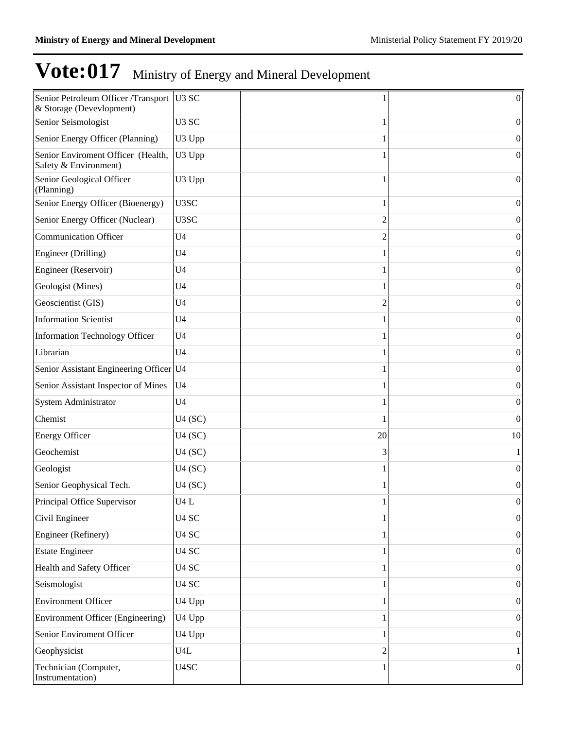# Vote:017 Ministry of Energy and Mineral Development

| | | | |
|---|---|---|---|
| Senior Petroleum Officer /Transport & Storage (Devevlopment) | U3 SC | 1 | 0 |
| Senior Seismologist | U3 SC | 1 | 0 |
| Senior Energy Officer (Planning) | U3 Upp | 1 | 0 |
| Senior Enviroment Officer (Health, Safety & Environment) | U3 Upp | 1 | 0 |
| Senior Geological Officer (Planning) | U3 Upp | 1 | 0 |
| Senior Energy Officer (Bioenergy) | U3SC | 1 | 0 |
| Senior Energy Officer (Nuclear) | U3SC | 2 | 0 |
| Communication Officer | U4 | 2 | 0 |
| Engineer (Drilling) | U4 | 1 | 0 |
| Engineer (Reservoir) | U4 | 1 | 0 |
| Geologist (Mines) | U4 | 1 | 0 |
| Geoscientist (GIS) | U4 | 2 | 0 |
| Information Scientist | U4 | 1 | 0 |
| Information Technology Officer | U4 | 1 | 0 |
| Librarian | U4 | 1 | 0 |
| Senior Assistant Engineering Officer | U4 | 1 | 0 |
| Senior Assistant Inspector of Mines | U4 | 1 | 0 |
| System Administrator | U4 | 1 | 0 |
| Chemist | U4 (SC) | 1 | 0 |
| Energy Officer | U4 (SC) | 20 | 10 |
| Geochemist | U4 (SC) | 3 | 1 |
| Geologist | U4 (SC) | 1 | 0 |
| Senior Geophysical Tech. | U4 (SC) | 1 | 0 |
| Principal Office Supervisor | U4 L | 1 | 0 |
| Civil Engineer | U4 SC | 1 | 0 |
| Engineer (Refinery) | U4 SC | 1 | 0 |
| Estate Engineer | U4 SC | 1 | 0 |
| Health and Safety Officer | U4 SC | 1 | 0 |
| Seismologist | U4 SC | 1 | 0 |
| Environment Officer | U4 Upp | 1 | 0 |
| Environment Officer (Engineering) | U4 Upp | 1 | 0 |
| Senior Enviroment Officer | U4 Upp | 1 | 0 |
| Geophysicist | U4L | 2 | 1 |
| Technician (Computer, Instrumentation) | U4SC | 1 | 0 |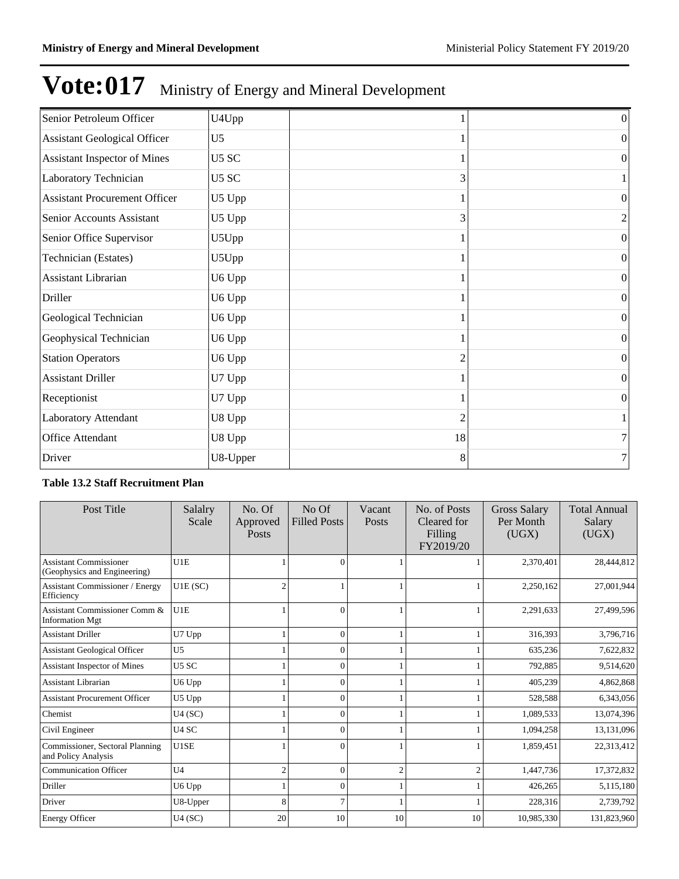# Vote:017 Ministry of Energy and Mineral Development

| | | | |
|---|---|---|---|
| Senior Petroleum Officer | U4Upp | 1 | 0 |
| Assistant Geological Officer | U5 | 1 | 0 |
| Assistant Inspector of Mines | U5 SC | 1 | 0 |
| Laboratory Technician | U5 SC | 3 | 1 |
| Assistant Procurement Officer | U5 Upp | 1 | 0 |
| Senior Accounts Assistant | U5 Upp | 3 | 2 |
| Senior Office Supervisor | U5Upp | 1 | 0 |
| Technician (Estates) | U5Upp | 1 | 0 |
| Assistant Librarian | U6 Upp | 1 | 0 |
| Driller | U6 Upp | 1 | 0 |
| Geological Technician | U6 Upp | 1 | 0 |
| Geophysical Technician | U6 Upp | 1 | 0 |
| Station Operators | U6 Upp | 2 | 0 |
| Assistant Driller | U7 Upp | 1 | 0 |
| Receptionist | U7 Upp | 1 | 0 |
| Laboratory Attendant | U8 Upp | 2 | 1 |
| Office Attendant | U8 Upp | 18 | 7 |
| Driver | U8-Upper | 8 | 7 |

**Table 13.2 Staff Recruitment Plan**

| Post Title | Salalry Scale | No. Of Approved Posts | No Of Filled Posts | Vacant Posts | No. of Posts Cleared for Filling FY2019/20 | Gross Salary Per Month (UGX) | Total Annual Salary (UGX) |
|---|---|---|---|---|---|---|---|
| Assistant Commissioner (Geophysics and Engineering) | U1E | 1 | 0 | 1 | 1 | 2,370,401 | 28,444,812 |
| Assistant Commissioner / Energy Efficiency | U1E (SC) | 2 | 1 | 1 | 1 | 2,250,162 | 27,001,944 |
| Assistant Commissioner Comm & Information Mgt | U1E | 1 | 0 | 1 | 1 | 2,291,633 | 27,499,596 |
| Assistant Driller | U7 Upp | 1 | 0 | 1 | 1 | 316,393 | 3,796,716 |
| Assistant Geological Officer | U5 | 1 | 0 | 1 | 1 | 635,236 | 7,622,832 |
| Assistant Inspector of Mines | U5 SC | 1 | 0 | 1 | 1 | 792,885 | 9,514,620 |
| Assistant Librarian | U6 Upp | 1 | 0 | 1 | 1 | 405,239 | 4,862,868 |
| Assistant Procurement Officer | U5 Upp | 1 | 0 | 1 | 1 | 528,588 | 6,343,056 |
| Chemist | U4 (SC) | 1 | 0 | 1 | 1 | 1,089,533 | 13,074,396 |
| Civil Engineer | U4 SC | 1 | 0 | 1 | 1 | 1,094,258 | 13,131,096 |
| Commissioner, Sectoral Planning and Policy Analysis | U1SE | 1 | 0 | 1 | 1 | 1,859,451 | 22,313,412 |
| Communication Officer | U4 | 2 | 0 | 2 | 2 | 1,447,736 | 17,372,832 |
| Driller | U6 Upp | 1 | 0 | 1 | 1 | 426,265 | 5,115,180 |
| Driver | U8-Upper | 8 | 7 | 1 | 1 | 228,316 | 2,739,792 |
| Energy Officer | U4 (SC) | 20 | 10 | 10 | 10 | 10,985,330 | 131,823,960 |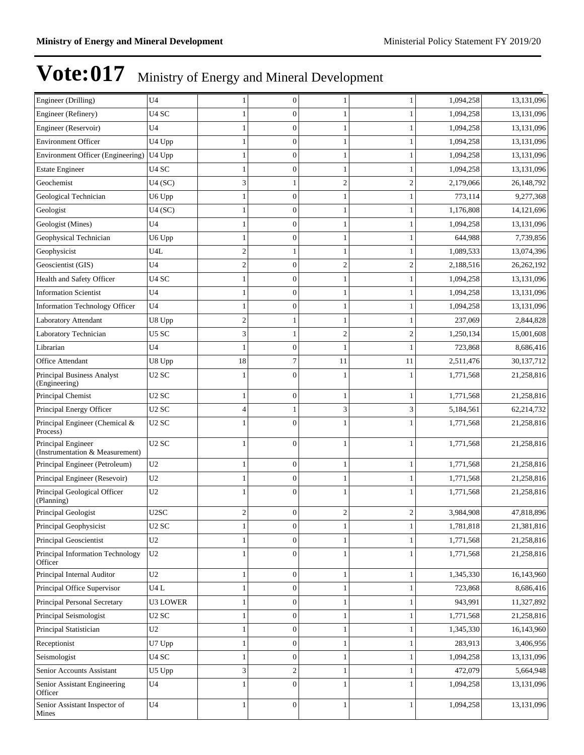# Vote:017 Ministry of Energy and Mineral Development

| | | | | | | | |
|---|---|---|---|---|---|---|---|
| Engineer (Drilling) | U4 | 1 | 0 | 1 | 1 | 1,094,258 | 13,131,096 |
| Engineer (Refinery) | U4 SC | 1 | 0 | 1 | 1 | 1,094,258 | 13,131,096 |
| Engineer (Reservoir) | U4 | 1 | 0 | 1 | 1 | 1,094,258 | 13,131,096 |
| Environment Officer | U4 Upp | 1 | 0 | 1 | 1 | 1,094,258 | 13,131,096 |
| Environment Officer (Engineering) | U4 Upp | 1 | 0 | 1 | 1 | 1,094,258 | 13,131,096 |
| Estate Engineer | U4 SC | 1 | 0 | 1 | 1 | 1,094,258 | 13,131,096 |
| Geochemist | U4 (SC) | 3 | 1 | 2 | 2 | 2,179,066 | 26,148,792 |
| Geological Technician | U6 Upp | 1 | 0 | 1 | 1 | 773,114 | 9,277,368 |
| Geologist | U4 (SC) | 1 | 0 | 1 | 1 | 1,176,808 | 14,121,696 |
| Geologist (Mines) | U4 | 1 | 0 | 1 | 1 | 1,094,258 | 13,131,096 |
| Geophysical Technician | U6 Upp | 1 | 0 | 1 | 1 | 644,988 | 7,739,856 |
| Geophysicist | U4L | 2 | 1 | 1 | 1 | 1,089,533 | 13,074,396 |
| Geoscientist (GIS) | U4 | 2 | 0 | 2 | 2 | 2,188,516 | 26,262,192 |
| Health and Safety Officer | U4 SC | 1 | 0 | 1 | 1 | 1,094,258 | 13,131,096 |
| Information Scientist | U4 | 1 | 0 | 1 | 1 | 1,094,258 | 13,131,096 |
| Information Technology Officer | U4 | 1 | 0 | 1 | 1 | 1,094,258 | 13,131,096 |
| Laboratory Attendant | U8 Upp | 2 | 1 | 1 | 1 | 237,069 | 2,844,828 |
| Laboratory Technician | U5 SC | 3 | 1 | 2 | 2 | 1,250,134 | 15,001,608 |
| Librarian | U4 | 1 | 0 | 1 | 1 | 723,868 | 8,686,416 |
| Office Attendant | U8 Upp | 18 | 7 | 11 | 11 | 2,511,476 | 30,137,712 |
| Principal Business Analyst (Engineering) | U2 SC | 1 | 0 | 1 | 1 | 1,771,568 | 21,258,816 |
| Principal Chemist | U2 SC | 1 | 0 | 1 | 1 | 1,771,568 | 21,258,816 |
| Principal Energy Officer | U2 SC | 4 | 1 | 3 | 3 | 5,184,561 | 62,214,732 |
| Principal Engineer (Chemical & Process) | U2 SC | 1 | 0 | 1 | 1 | 1,771,568 | 21,258,816 |
| Principal Engineer (Instrumentation & Measurement) | U2 SC | 1 | 0 | 1 | 1 | 1,771,568 | 21,258,816 |
| Principal Engineer (Petroleum) | U2 | 1 | 0 | 1 | 1 | 1,771,568 | 21,258,816 |
| Principal Engineer (Resevoir) | U2 | 1 | 0 | 1 | 1 | 1,771,568 | 21,258,816 |
| Principal Geological Officer (Planning) | U2 | 1 | 0 | 1 | 1 | 1,771,568 | 21,258,816 |
| Principal Geologist | U2SC | 2 | 0 | 2 | 2 | 3,984,908 | 47,818,896 |
| Principal Geophysicist | U2 SC | 1 | 0 | 1 | 1 | 1,781,818 | 21,381,816 |
| Principal Geoscientist | U2 | 1 | 0 | 1 | 1 | 1,771,568 | 21,258,816 |
| Principal Information Technology Officer | U2 | 1 | 0 | 1 | 1 | 1,771,568 | 21,258,816 |
| Principal Internal Auditor | U2 | 1 | 0 | 1 | 1 | 1,345,330 | 16,143,960 |
| Principal Office Supervisor | U4 L | 1 | 0 | 1 | 1 | 723,868 | 8,686,416 |
| Principal Personal Secretary | U3 LOWER | 1 | 0 | 1 | 1 | 943,991 | 11,327,892 |
| Principal Seismologist | U2 SC | 1 | 0 | 1 | 1 | 1,771,568 | 21,258,816 |
| Principal Statistician | U2 | 1 | 0 | 1 | 1 | 1,345,330 | 16,143,960 |
| Receptionist | U7 Upp | 1 | 0 | 1 | 1 | 283,913 | 3,406,956 |
| Seismologist | U4 SC | 1 | 0 | 1 | 1 | 1,094,258 | 13,131,096 |
| Senior Accounts Assistant | U5 Upp | 3 | 2 | 1 | 1 | 472,079 | 5,664,948 |
| Senior Assistant Engineering Officer | U4 | 1 | 0 | 1 | 1 | 1,094,258 | 13,131,096 |
| Senior Assistant Inspector of Mines | U4 | 1 | 0 | 1 | 1 | 1,094,258 | 13,131,096 |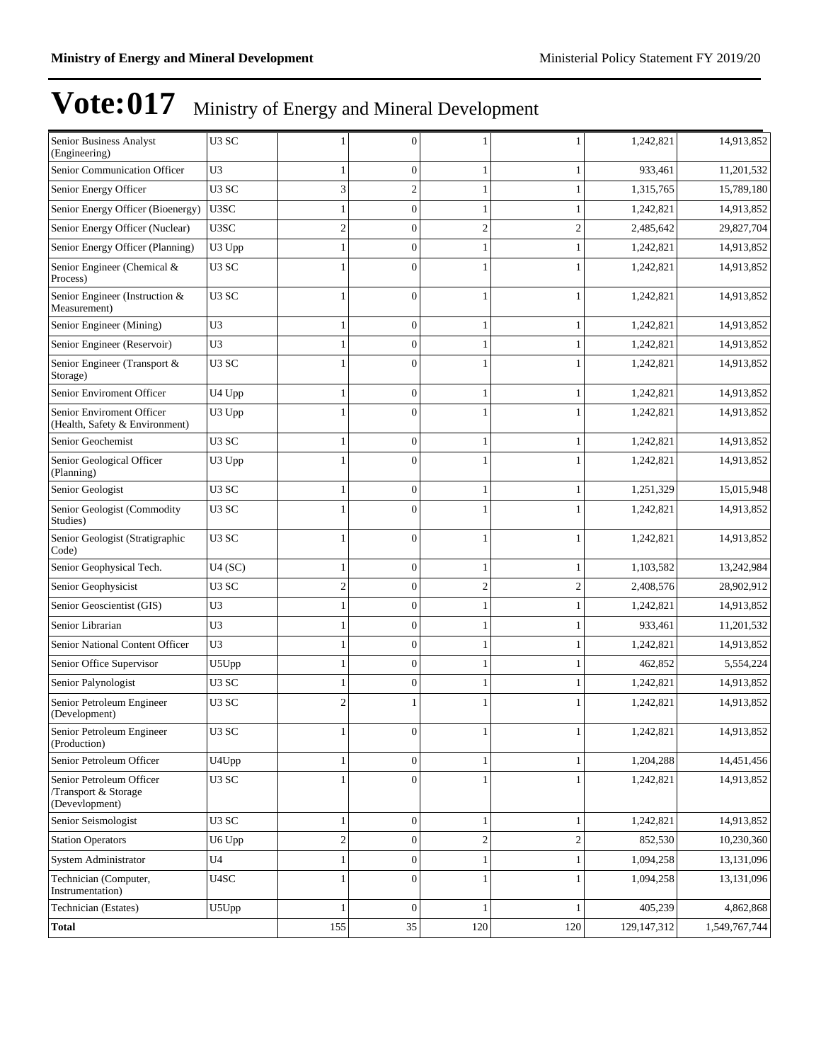# Vote:017 Ministry of Energy and Mineral Development

| | | | | | | | |
|---|---|---|---|---|---|---|---|
| Senior Business Analyst (Engineering) | U3 SC | 1 | 0 | 1 | 1 | 1,242,821 | 14,913,852 |
| Senior Communication Officer | U3 | 1 | 0 | 1 | 1 | 933,461 | 11,201,532 |
| Senior Energy Officer | U3 SC | 3 | 2 | 1 | 1 | 1,315,765 | 15,789,180 |
| Senior Energy Officer (Bioenergy) | U3SC | 1 | 0 | 1 | 1 | 1,242,821 | 14,913,852 |
| Senior Energy Officer (Nuclear) | U3SC | 2 | 0 | 2 | 2 | 2,485,642 | 29,827,704 |
| Senior Energy Officer (Planning) | U3 Upp | 1 | 0 | 1 | 1 | 1,242,821 | 14,913,852 |
| Senior Engineer (Chemical & Process) | U3 SC | 1 | 0 | 1 | 1 | 1,242,821 | 14,913,852 |
| Senior Engineer (Instruction & Measurement) | U3 SC | 1 | 0 | 1 | 1 | 1,242,821 | 14,913,852 |
| Senior Engineer (Mining) | U3 | 1 | 0 | 1 | 1 | 1,242,821 | 14,913,852 |
| Senior Engineer (Reservoir) | U3 | 1 | 0 | 1 | 1 | 1,242,821 | 14,913,852 |
| Senior Engineer (Transport & Storage) | U3 SC | 1 | 0 | 1 | 1 | 1,242,821 | 14,913,852 |
| Senior Enviroment Officer | U4 Upp | 1 | 0 | 1 | 1 | 1,242,821 | 14,913,852 |
| Senior Enviroment Officer (Health, Safety & Environment) | U3 Upp | 1 | 0 | 1 | 1 | 1,242,821 | 14,913,852 |
| Senior Geochemist | U3 SC | 1 | 0 | 1 | 1 | 1,242,821 | 14,913,852 |
| Senior Geological Officer (Planning) | U3 Upp | 1 | 0 | 1 | 1 | 1,242,821 | 14,913,852 |
| Senior Geologist | U3 SC | 1 | 0 | 1 | 1 | 1,251,329 | 15,015,948 |
| Senior Geologist (Commodity Studies) | U3 SC | 1 | 0 | 1 | 1 | 1,242,821 | 14,913,852 |
| Senior Geologist (Stratigraphic Code) | U3 SC | 1 | 0 | 1 | 1 | 1,242,821 | 14,913,852 |
| Senior Geophysical Tech. | U4 (SC) | 1 | 0 | 1 | 1 | 1,103,582 | 13,242,984 |
| Senior Geophysicist | U3 SC | 2 | 0 | 2 | 2 | 2,408,576 | 28,902,912 |
| Senior Geoscientist (GIS) | U3 | 1 | 0 | 1 | 1 | 1,242,821 | 14,913,852 |
| Senior Librarian | U3 | 1 | 0 | 1 | 1 | 933,461 | 11,201,532 |
| Senior National Content Officer | U3 | 1 | 0 | 1 | 1 | 1,242,821 | 14,913,852 |
| Senior Office Supervisor | U5Upp | 1 | 0 | 1 | 1 | 462,852 | 5,554,224 |
| Senior Palynologist | U3 SC | 1 | 0 | 1 | 1 | 1,242,821 | 14,913,852 |
| Senior Petroleum Engineer (Development) | U3 SC | 2 | 1 | 1 | 1 | 1,242,821 | 14,913,852 |
| Senior Petroleum Engineer (Production) | U3 SC | 1 | 0 | 1 | 1 | 1,242,821 | 14,913,852 |
| Senior Petroleum Officer | U4Upp | 1 | 0 | 1 | 1 | 1,204,288 | 14,451,456 |
| Senior Petroleum Officer /Transport & Storage (Devevlopment) | U3 SC | 1 | 0 | 1 | 1 | 1,242,821 | 14,913,852 |
| Senior Seismologist | U3 SC | 1 | 0 | 1 | 1 | 1,242,821 | 14,913,852 |
| Station Operators | U6 Upp | 2 | 0 | 2 | 2 | 852,530 | 10,230,360 |
| System Administrator | U4 | 1 | 0 | 1 | 1 | 1,094,258 | 13,131,096 |
| Technician (Computer, Instrumentation) | U4SC | 1 | 0 | 1 | 1 | 1,094,258 | 13,131,096 |
| Technician (Estates) | U5Upp | 1 | 0 | 1 | 1 | 405,239 | 4,862,868 |
| **Total** | | 155 | 35 | 120 | 120 | 129,147,312 | 1,549,767,744 |